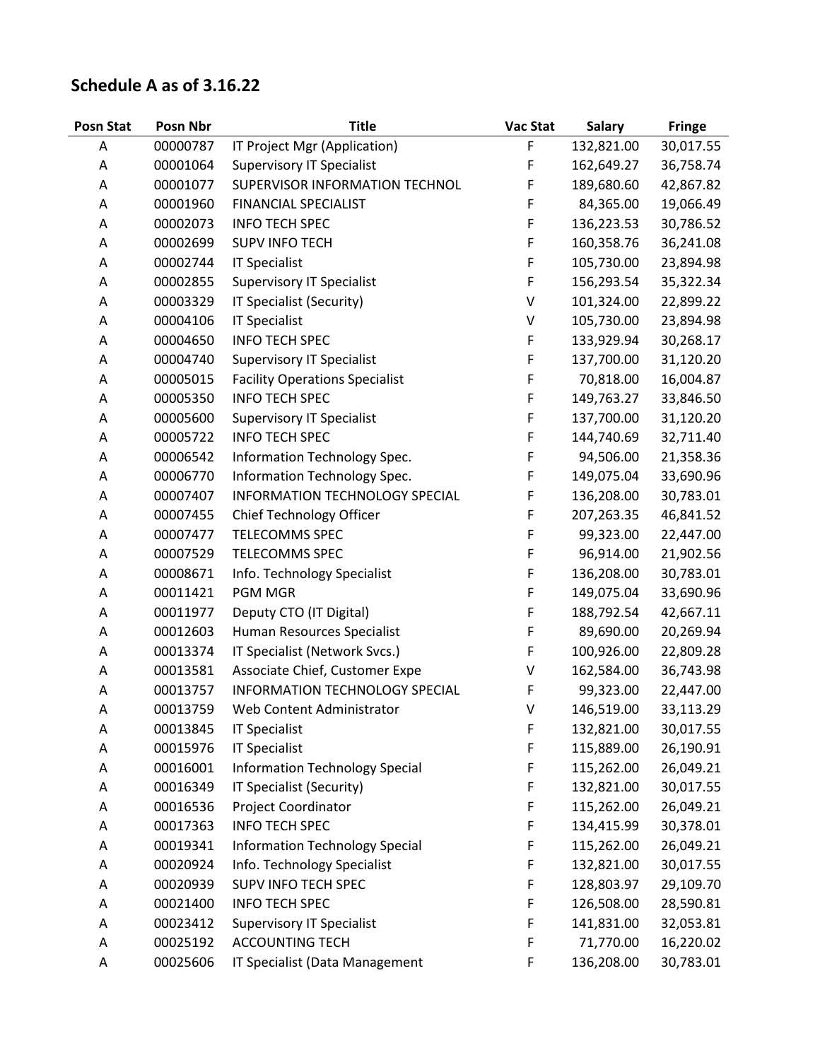## Schedule A as of 3.16.22

| Posn Stat | Posn Nbr | Title | Vac Stat | Salary | Fringe |
|---|---|---|---|---|---|
| A | 00000787 | IT Project Mgr (Application) | F | 132,821.00 | 30,017.55 |
| A | 00001064 | Supervisory IT Specialist | F | 162,649.27 | 36,758.74 |
| A | 00001077 | SUPERVISOR INFORMATION TECHNOL | F | 189,680.60 | 42,867.82 |
| A | 00001960 | FINANCIAL SPECIALIST | F | 84,365.00 | 19,066.49 |
| A | 00002073 | INFO TECH SPEC | F | 136,223.53 | 30,786.52 |
| A | 00002699 | SUPV INFO TECH | F | 160,358.76 | 36,241.08 |
| A | 00002744 | IT Specialist | F | 105,730.00 | 23,894.98 |
| A | 00002855 | Supervisory IT Specialist | F | 156,293.54 | 35,322.34 |
| A | 00003329 | IT Specialist (Security) | V | 101,324.00 | 22,899.22 |
| A | 00004106 | IT Specialist | V | 105,730.00 | 23,894.98 |
| A | 00004650 | INFO TECH SPEC | F | 133,929.94 | 30,268.17 |
| A | 00004740 | Supervisory IT Specialist | F | 137,700.00 | 31,120.20 |
| A | 00005015 | Facility Operations Specialist | F | 70,818.00 | 16,004.87 |
| A | 00005350 | INFO TECH SPEC | F | 149,763.27 | 33,846.50 |
| A | 00005600 | Supervisory IT Specialist | F | 137,700.00 | 31,120.20 |
| A | 00005722 | INFO TECH SPEC | F | 144,740.69 | 32,711.40 |
| A | 00006542 | Information Technology Spec. | F | 94,506.00 | 21,358.36 |
| A | 00006770 | Information Technology Spec. | F | 149,075.04 | 33,690.96 |
| A | 00007407 | INFORMATION TECHNOLOGY SPECIAL | F | 136,208.00 | 30,783.01 |
| A | 00007455 | Chief Technology Officer | F | 207,263.35 | 46,841.52 |
| A | 00007477 | TELECOMMS SPEC | F | 99,323.00 | 22,447.00 |
| A | 00007529 | TELECOMMS SPEC | F | 96,914.00 | 21,902.56 |
| A | 00008671 | Info. Technology Specialist | F | 136,208.00 | 30,783.01 |
| A | 00011421 | PGM MGR | F | 149,075.04 | 33,690.96 |
| A | 00011977 | Deputy CTO (IT Digital) | F | 188,792.54 | 42,667.11 |
| A | 00012603 | Human Resources Specialist | F | 89,690.00 | 20,269.94 |
| A | 00013374 | IT Specialist (Network Svcs.) | F | 100,926.00 | 22,809.28 |
| A | 00013581 | Associate Chief, Customer Expe | V | 162,584.00 | 36,743.98 |
| A | 00013757 | INFORMATION TECHNOLOGY SPECIAL | F | 99,323.00 | 22,447.00 |
| A | 00013759 | Web Content Administrator | V | 146,519.00 | 33,113.29 |
| A | 00013845 | IT Specialist | F | 132,821.00 | 30,017.55 |
| A | 00015976 | IT Specialist | F | 115,889.00 | 26,190.91 |
| A | 00016001 | Information Technology Special | F | 115,262.00 | 26,049.21 |
| A | 00016349 | IT Specialist (Security) | F | 132,821.00 | 30,017.55 |
| A | 00016536 | Project Coordinator | F | 115,262.00 | 26,049.21 |
| A | 00017363 | INFO TECH SPEC | F | 134,415.99 | 30,378.01 |
| A | 00019341 | Information Technology Special | F | 115,262.00 | 26,049.21 |
| A | 00020924 | Info. Technology Specialist | F | 132,821.00 | 30,017.55 |
| A | 00020939 | SUPV INFO TECH SPEC | F | 128,803.97 | 29,109.70 |
| A | 00021400 | INFO TECH SPEC | F | 126,508.00 | 28,590.81 |
| A | 00023412 | Supervisory IT Specialist | F | 141,831.00 | 32,053.81 |
| A | 00025192 | ACCOUNTING TECH | F | 71,770.00 | 16,220.02 |
| A | 00025606 | IT Specialist (Data Management | F | 136,208.00 | 30,783.01 |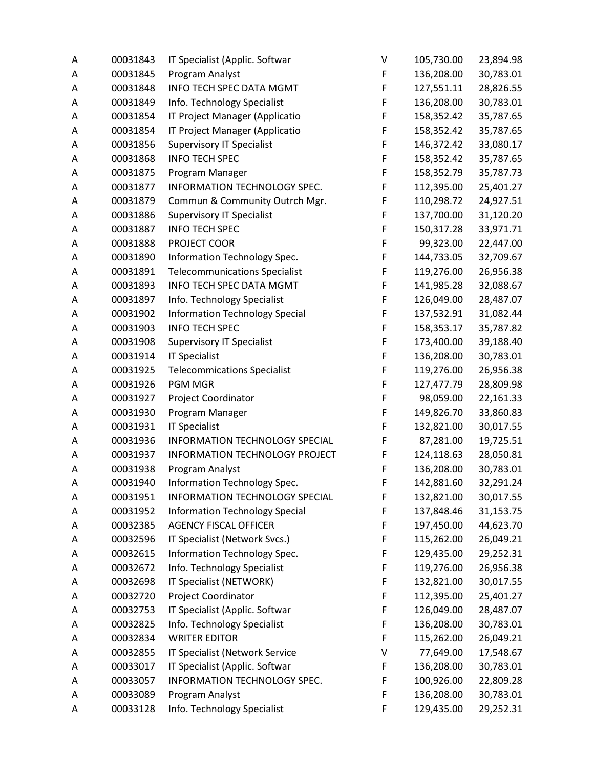| | | | | | |
|---|---|---|---|---|---|
| A | 00031843 | IT Specialist (Applic. Softwar | V | 105,730.00 | 23,894.98 |
| A | 00031845 | Program Analyst | F | 136,208.00 | 30,783.01 |
| A | 00031848 | INFO TECH SPEC DATA MGMT | F | 127,551.11 | 28,826.55 |
| A | 00031849 | Info. Technology Specialist | F | 136,208.00 | 30,783.01 |
| A | 00031854 | IT Project Manager (Applicatio | F | 158,352.42 | 35,787.65 |
| A | 00031854 | IT Project Manager (Applicatio | F | 158,352.42 | 35,787.65 |
| A | 00031856 | Supervisory IT Specialist | F | 146,372.42 | 33,080.17 |
| A | 00031868 | INFO TECH SPEC | F | 158,352.42 | 35,787.65 |
| A | 00031875 | Program Manager | F | 158,352.79 | 35,787.73 |
| A | 00031877 | INFORMATION TECHNOLOGY SPEC. | F | 112,395.00 | 25,401.27 |
| A | 00031879 | Commun & Community Outrch Mgr. | F | 110,298.72 | 24,927.51 |
| A | 00031886 | Supervisory IT Specialist | F | 137,700.00 | 31,120.20 |
| A | 00031887 | INFO TECH SPEC | F | 150,317.28 | 33,971.71 |
| A | 00031888 | PROJECT COOR | F | 99,323.00 | 22,447.00 |
| A | 00031890 | Information Technology Spec. | F | 144,733.05 | 32,709.67 |
| A | 00031891 | Telecommunications Specialist | F | 119,276.00 | 26,956.38 |
| A | 00031893 | INFO TECH SPEC DATA MGMT | F | 141,985.28 | 32,088.67 |
| A | 00031897 | Info. Technology Specialist | F | 126,049.00 | 28,487.07 |
| A | 00031902 | Information Technology Special | F | 137,532.91 | 31,082.44 |
| A | 00031903 | INFO TECH SPEC | F | 158,353.17 | 35,787.82 |
| A | 00031908 | Supervisory IT Specialist | F | 173,400.00 | 39,188.40 |
| A | 00031914 | IT Specialist | F | 136,208.00 | 30,783.01 |
| A | 00031925 | Telecommications Specialist | F | 119,276.00 | 26,956.38 |
| A | 00031926 | PGM MGR | F | 127,477.79 | 28,809.98 |
| A | 00031927 | Project Coordinator | F | 98,059.00 | 22,161.33 |
| A | 00031930 | Program Manager | F | 149,826.70 | 33,860.83 |
| A | 00031931 | IT Specialist | F | 132,821.00 | 30,017.55 |
| A | 00031936 | INFORMATION TECHNOLOGY SPECIAL | F | 87,281.00 | 19,725.51 |
| A | 00031937 | INFORMATION TECHNOLOGY PROJECT | F | 124,118.63 | 28,050.81 |
| A | 00031938 | Program Analyst | F | 136,208.00 | 30,783.01 |
| A | 00031940 | Information Technology Spec. | F | 142,881.60 | 32,291.24 |
| A | 00031951 | INFORMATION TECHNOLOGY SPECIAL | F | 132,821.00 | 30,017.55 |
| A | 00031952 | Information Technology Special | F | 137,848.46 | 31,153.75 |
| A | 00032385 | AGENCY FISCAL OFFICER | F | 197,450.00 | 44,623.70 |
| A | 00032596 | IT Specialist (Network Svcs.) | F | 115,262.00 | 26,049.21 |
| A | 00032615 | Information Technology Spec. | F | 129,435.00 | 29,252.31 |
| A | 00032672 | Info. Technology Specialist | F | 119,276.00 | 26,956.38 |
| A | 00032698 | IT Specialist (NETWORK) | F | 132,821.00 | 30,017.55 |
| A | 00032720 | Project Coordinator | F | 112,395.00 | 25,401.27 |
| A | 00032753 | IT Specialist (Applic. Softwar | F | 126,049.00 | 28,487.07 |
| A | 00032825 | Info. Technology Specialist | F | 136,208.00 | 30,783.01 |
| A | 00032834 | WRITER EDITOR | F | 115,262.00 | 26,049.21 |
| A | 00032855 | IT Specialist (Network Service | V | 77,649.00 | 17,548.67 |
| A | 00033017 | IT Specialist (Applic. Softwar | F | 136,208.00 | 30,783.01 |
| A | 00033057 | INFORMATION TECHNOLOGY SPEC. | F | 100,926.00 | 22,809.28 |
| A | 00033089 | Program Analyst | F | 136,208.00 | 30,783.01 |
| A | 00033128 | Info. Technology Specialist | F | 129,435.00 | 29,252.31 |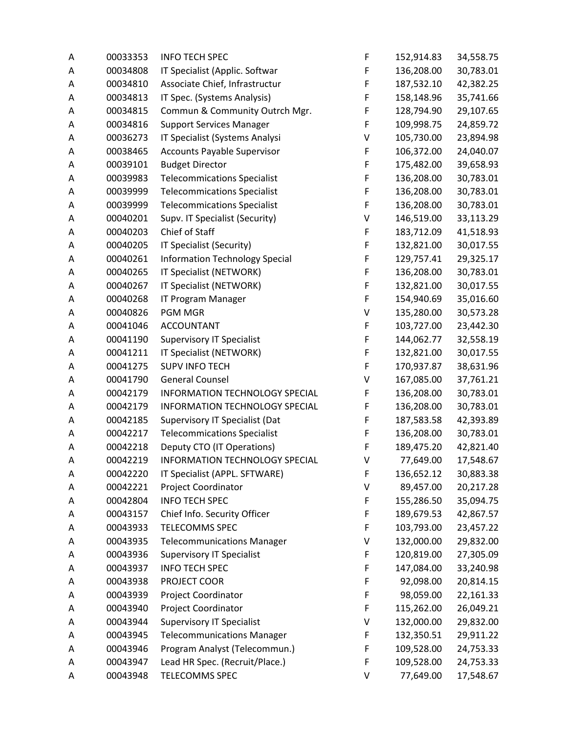| | | | | | |
|---|---|---|---|---|---|
| A | 00033353 | INFO TECH SPEC | F | 152,914.83 | 34,558.75 |
| A | 00034808 | IT Specialist (Applic. Softwar | F | 136,208.00 | 30,783.01 |
| A | 00034810 | Associate Chief, Infrastructur | F | 187,532.10 | 42,382.25 |
| A | 00034813 | IT Spec. (Systems Analysis) | F | 158,148.96 | 35,741.66 |
| A | 00034815 | Commun & Community Outrch Mgr. | F | 128,794.90 | 29,107.65 |
| A | 00034816 | Support Services Manager | F | 109,998.75 | 24,859.72 |
| A | 00036273 | IT Specialist (Systems Analysi | V | 105,730.00 | 23,894.98 |
| A | 00038465 | Accounts Payable Supervisor | F | 106,372.00 | 24,040.07 |
| A | 00039101 | Budget Director | F | 175,482.00 | 39,658.93 |
| A | 00039983 | Telecommications Specialist | F | 136,208.00 | 30,783.01 |
| A | 00039999 | Telecommications Specialist | F | 136,208.00 | 30,783.01 |
| A | 00039999 | Telecommications Specialist | F | 136,208.00 | 30,783.01 |
| A | 00040201 | Supv. IT Specialist (Security) | V | 146,519.00 | 33,113.29 |
| A | 00040203 | Chief of Staff | F | 183,712.09 | 41,518.93 |
| A | 00040205 | IT Specialist (Security) | F | 132,821.00 | 30,017.55 |
| A | 00040261 | Information Technology Special | F | 129,757.41 | 29,325.17 |
| A | 00040265 | IT Specialist (NETWORK) | F | 136,208.00 | 30,783.01 |
| A | 00040267 | IT Specialist (NETWORK) | F | 132,821.00 | 30,017.55 |
| A | 00040268 | IT Program Manager | F | 154,940.69 | 35,016.60 |
| A | 00040826 | PGM MGR | V | 135,280.00 | 30,573.28 |
| A | 00041046 | ACCOUNTANT | F | 103,727.00 | 23,442.30 |
| A | 00041190 | Supervisory IT Specialist | F | 144,062.77 | 32,558.19 |
| A | 00041211 | IT Specialist (NETWORK) | F | 132,821.00 | 30,017.55 |
| A | 00041275 | SUPV INFO TECH | F | 170,937.87 | 38,631.96 |
| A | 00041790 | General Counsel | V | 167,085.00 | 37,761.21 |
| A | 00042179 | INFORMATION TECHNOLOGY SPECIAL | F | 136,208.00 | 30,783.01 |
| A | 00042179 | INFORMATION TECHNOLOGY SPECIAL | F | 136,208.00 | 30,783.01 |
| A | 00042185 | Supervisory IT Specialist (Dat | F | 187,583.58 | 42,393.89 |
| A | 00042217 | Telecommications Specialist | F | 136,208.00 | 30,783.01 |
| A | 00042218 | Deputy CTO (IT Operations) | F | 189,475.20 | 42,821.40 |
| A | 00042219 | INFORMATION TECHNOLOGY SPECIAL | V | 77,649.00 | 17,548.67 |
| A | 00042220 | IT Specialist (APPL. SFTWARE) | F | 136,652.12 | 30,883.38 |
| A | 00042221 | Project Coordinator | V | 89,457.00 | 20,217.28 |
| A | 00042804 | INFO TECH SPEC | F | 155,286.50 | 35,094.75 |
| A | 00043157 | Chief Info. Security Officer | F | 189,679.53 | 42,867.57 |
| A | 00043933 | TELECOMMS SPEC | F | 103,793.00 | 23,457.22 |
| A | 00043935 | Telecommunications Manager | V | 132,000.00 | 29,832.00 |
| A | 00043936 | Supervisory IT Specialist | F | 120,819.00 | 27,305.09 |
| A | 00043937 | INFO TECH SPEC | F | 147,084.00 | 33,240.98 |
| A | 00043938 | PROJECT COOR | F | 92,098.00 | 20,814.15 |
| A | 00043939 | Project Coordinator | F | 98,059.00 | 22,161.33 |
| A | 00043940 | Project Coordinator | F | 115,262.00 | 26,049.21 |
| A | 00043944 | Supervisory IT Specialist | V | 132,000.00 | 29,832.00 |
| A | 00043945 | Telecommunications Manager | F | 132,350.51 | 29,911.22 |
| A | 00043946 | Program Analyst (Telecommun.) | F | 109,528.00 | 24,753.33 |
| A | 00043947 | Lead HR Spec. (Recruit/Place.) | F | 109,528.00 | 24,753.33 |
| A | 00043948 | TELECOMMS SPEC | V | 77,649.00 | 17,548.67 |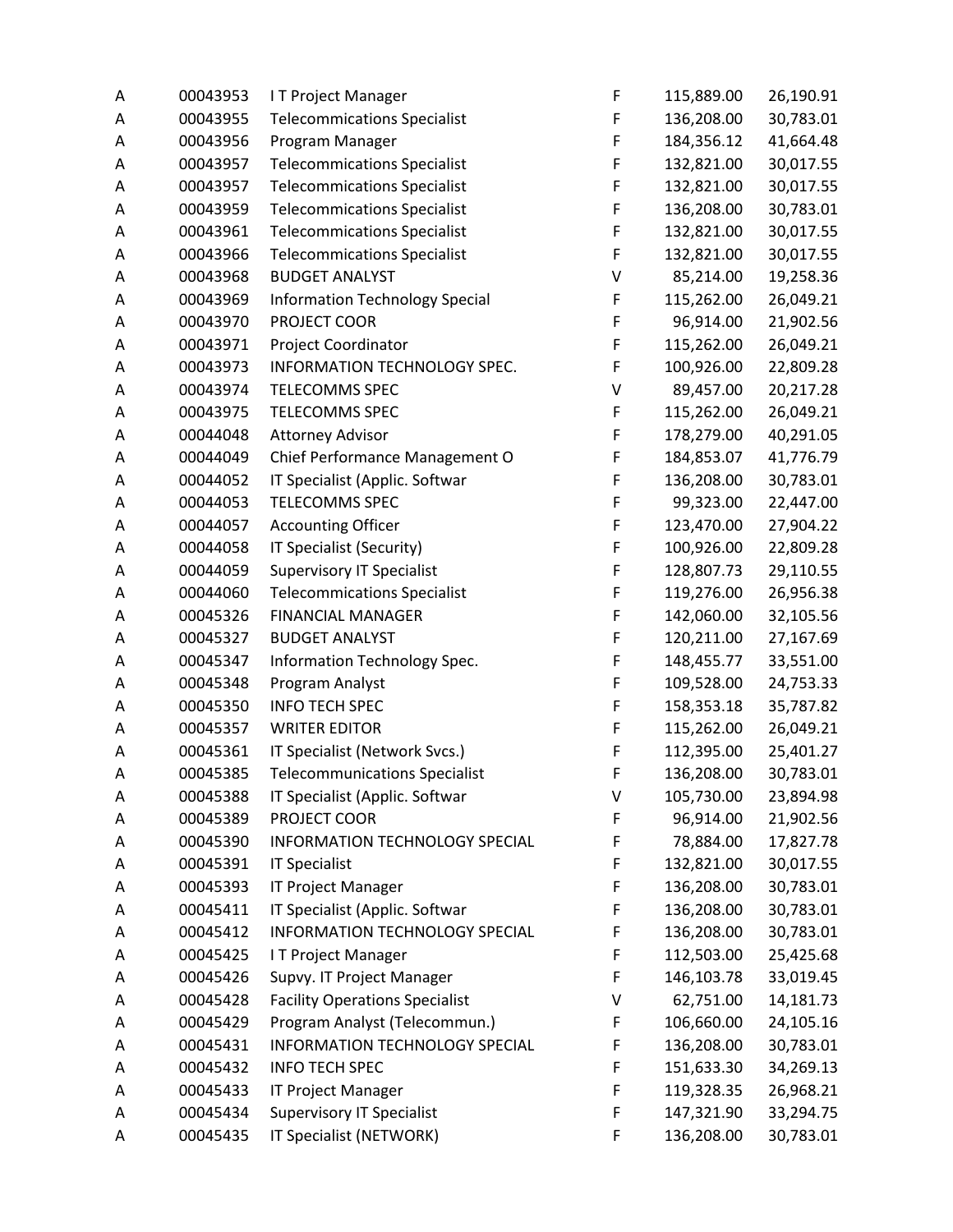| | | | | | |
|---|---|---|---|---|---|
| A | 00043953 | I T Project Manager | F | 115,889.00 | 26,190.91 |
| A | 00043955 | Telecommications Specialist | F | 136,208.00 | 30,783.01 |
| A | 00043956 | Program Manager | F | 184,356.12 | 41,664.48 |
| A | 00043957 | Telecommications Specialist | F | 132,821.00 | 30,017.55 |
| A | 00043957 | Telecommications Specialist | F | 132,821.00 | 30,017.55 |
| A | 00043959 | Telecommications Specialist | F | 136,208.00 | 30,783.01 |
| A | 00043961 | Telecommications Specialist | F | 132,821.00 | 30,017.55 |
| A | 00043966 | Telecommications Specialist | F | 132,821.00 | 30,017.55 |
| A | 00043968 | BUDGET ANALYST | V | 85,214.00 | 19,258.36 |
| A | 00043969 | Information Technology Special | F | 115,262.00 | 26,049.21 |
| A | 00043970 | PROJECT COOR | F | 96,914.00 | 21,902.56 |
| A | 00043971 | Project Coordinator | F | 115,262.00 | 26,049.21 |
| A | 00043973 | INFORMATION TECHNOLOGY SPEC. | F | 100,926.00 | 22,809.28 |
| A | 00043974 | TELECOMMS SPEC | V | 89,457.00 | 20,217.28 |
| A | 00043975 | TELECOMMS SPEC | F | 115,262.00 | 26,049.21 |
| A | 00044048 | Attorney Advisor | F | 178,279.00 | 40,291.05 |
| A | 00044049 | Chief Performance Management O | F | 184,853.07 | 41,776.79 |
| A | 00044052 | IT Specialist (Applic. Softwar | F | 136,208.00 | 30,783.01 |
| A | 00044053 | TELECOMMS SPEC | F | 99,323.00 | 22,447.00 |
| A | 00044057 | Accounting Officer | F | 123,470.00 | 27,904.22 |
| A | 00044058 | IT Specialist (Security) | F | 100,926.00 | 22,809.28 |
| A | 00044059 | Supervisory IT Specialist | F | 128,807.73 | 29,110.55 |
| A | 00044060 | Telecommications Specialist | F | 119,276.00 | 26,956.38 |
| A | 00045326 | FINANCIAL MANAGER | F | 142,060.00 | 32,105.56 |
| A | 00045327 | BUDGET ANALYST | F | 120,211.00 | 27,167.69 |
| A | 00045347 | Information Technology Spec. | F | 148,455.77 | 33,551.00 |
| A | 00045348 | Program Analyst | F | 109,528.00 | 24,753.33 |
| A | 00045350 | INFO TECH SPEC | F | 158,353.18 | 35,787.82 |
| A | 00045357 | WRITER EDITOR | F | 115,262.00 | 26,049.21 |
| A | 00045361 | IT Specialist (Network Svcs.) | F | 112,395.00 | 25,401.27 |
| A | 00045385 | Telecommunications Specialist | F | 136,208.00 | 30,783.01 |
| A | 00045388 | IT Specialist (Applic. Softwar | V | 105,730.00 | 23,894.98 |
| A | 00045389 | PROJECT COOR | F | 96,914.00 | 21,902.56 |
| A | 00045390 | INFORMATION TECHNOLOGY SPECIAL | F | 78,884.00 | 17,827.78 |
| A | 00045391 | IT Specialist | F | 132,821.00 | 30,017.55 |
| A | 00045393 | IT Project Manager | F | 136,208.00 | 30,783.01 |
| A | 00045411 | IT Specialist (Applic. Softwar | F | 136,208.00 | 30,783.01 |
| A | 00045412 | INFORMATION TECHNOLOGY SPECIAL | F | 136,208.00 | 30,783.01 |
| A | 00045425 | I T Project Manager | F | 112,503.00 | 25,425.68 |
| A | 00045426 | Supvy. IT Project Manager | F | 146,103.78 | 33,019.45 |
| A | 00045428 | Facility Operations Specialist | V | 62,751.00 | 14,181.73 |
| A | 00045429 | Program Analyst (Telecommun.) | F | 106,660.00 | 24,105.16 |
| A | 00045431 | INFORMATION TECHNOLOGY SPECIAL | F | 136,208.00 | 30,783.01 |
| A | 00045432 | INFO TECH SPEC | F | 151,633.30 | 34,269.13 |
| A | 00045433 | IT Project Manager | F | 119,328.35 | 26,968.21 |
| A | 00045434 | Supervisory IT Specialist | F | 147,321.90 | 33,294.75 |
| A | 00045435 | IT Specialist (NETWORK) | F | 136,208.00 | 30,783.01 |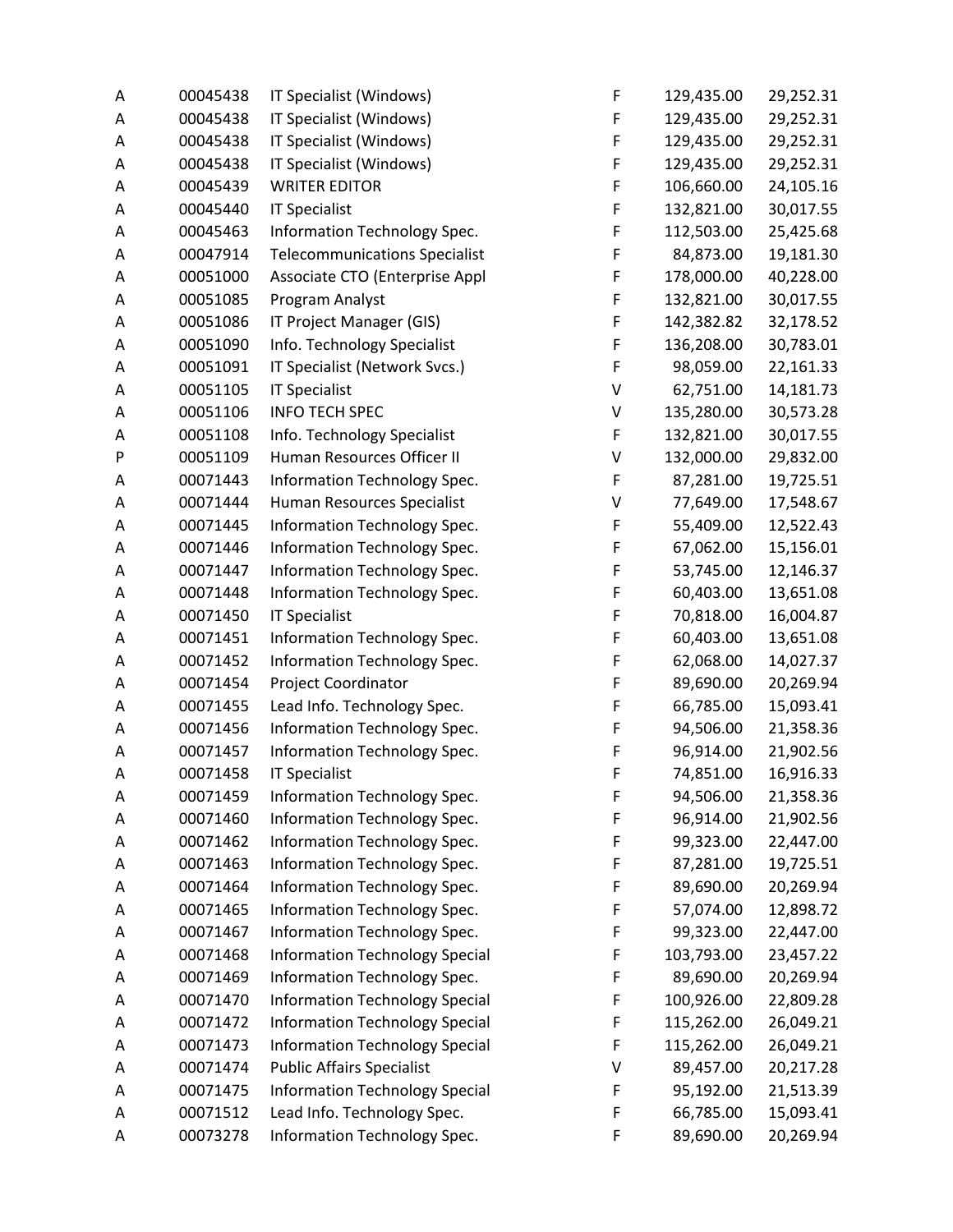| | | | | | |
|---|---|---|---|---|---|
| A | 00045438 | IT Specialist (Windows) | F | 129,435.00 | 29,252.31 |
| A | 00045438 | IT Specialist (Windows) | F | 129,435.00 | 29,252.31 |
| A | 00045438 | IT Specialist (Windows) | F | 129,435.00 | 29,252.31 |
| A | 00045438 | IT Specialist (Windows) | F | 129,435.00 | 29,252.31 |
| A | 00045439 | WRITER EDITOR | F | 106,660.00 | 24,105.16 |
| A | 00045440 | IT Specialist | F | 132,821.00 | 30,017.55 |
| A | 00045463 | Information Technology Spec. | F | 112,503.00 | 25,425.68 |
| A | 00047914 | Telecommunications Specialist | F | 84,873.00 | 19,181.30 |
| A | 00051000 | Associate CTO (Enterprise Appl | F | 178,000.00 | 40,228.00 |
| A | 00051085 | Program Analyst | F | 132,821.00 | 30,017.55 |
| A | 00051086 | IT Project Manager (GIS) | F | 142,382.82 | 32,178.52 |
| A | 00051090 | Info. Technology Specialist | F | 136,208.00 | 30,783.01 |
| A | 00051091 | IT Specialist (Network Svcs.) | F | 98,059.00 | 22,161.33 |
| A | 00051105 | IT Specialist | V | 62,751.00 | 14,181.73 |
| A | 00051106 | INFO TECH SPEC | V | 135,280.00 | 30,573.28 |
| A | 00051108 | Info. Technology Specialist | F | 132,821.00 | 30,017.55 |
| P | 00051109 | Human Resources Officer II | V | 132,000.00 | 29,832.00 |
| A | 00071443 | Information Technology Spec. | F | 87,281.00 | 19,725.51 |
| A | 00071444 | Human Resources Specialist | V | 77,649.00 | 17,548.67 |
| A | 00071445 | Information Technology Spec. | F | 55,409.00 | 12,522.43 |
| A | 00071446 | Information Technology Spec. | F | 67,062.00 | 15,156.01 |
| A | 00071447 | Information Technology Spec. | F | 53,745.00 | 12,146.37 |
| A | 00071448 | Information Technology Spec. | F | 60,403.00 | 13,651.08 |
| A | 00071450 | IT Specialist | F | 70,818.00 | 16,004.87 |
| A | 00071451 | Information Technology Spec. | F | 60,403.00 | 13,651.08 |
| A | 00071452 | Information Technology Spec. | F | 62,068.00 | 14,027.37 |
| A | 00071454 | Project Coordinator | F | 89,690.00 | 20,269.94 |
| A | 00071455 | Lead Info. Technology Spec. | F | 66,785.00 | 15,093.41 |
| A | 00071456 | Information Technology Spec. | F | 94,506.00 | 21,358.36 |
| A | 00071457 | Information Technology Spec. | F | 96,914.00 | 21,902.56 |
| A | 00071458 | IT Specialist | F | 74,851.00 | 16,916.33 |
| A | 00071459 | Information Technology Spec. | F | 94,506.00 | 21,358.36 |
| A | 00071460 | Information Technology Spec. | F | 96,914.00 | 21,902.56 |
| A | 00071462 | Information Technology Spec. | F | 99,323.00 | 22,447.00 |
| A | 00071463 | Information Technology Spec. | F | 87,281.00 | 19,725.51 |
| A | 00071464 | Information Technology Spec. | F | 89,690.00 | 20,269.94 |
| A | 00071465 | Information Technology Spec. | F | 57,074.00 | 12,898.72 |
| A | 00071467 | Information Technology Spec. | F | 99,323.00 | 22,447.00 |
| A | 00071468 | Information Technology Special | F | 103,793.00 | 23,457.22 |
| A | 00071469 | Information Technology Spec. | F | 89,690.00 | 20,269.94 |
| A | 00071470 | Information Technology Special | F | 100,926.00 | 22,809.28 |
| A | 00071472 | Information Technology Special | F | 115,262.00 | 26,049.21 |
| A | 00071473 | Information Technology Special | F | 115,262.00 | 26,049.21 |
| A | 00071474 | Public Affairs Specialist | V | 89,457.00 | 20,217.28 |
| A | 00071475 | Information Technology Special | F | 95,192.00 | 21,513.39 |
| A | 00071512 | Lead Info. Technology Spec. | F | 66,785.00 | 15,093.41 |
| A | 00073278 | Information Technology Spec. | F | 89,690.00 | 20,269.94 |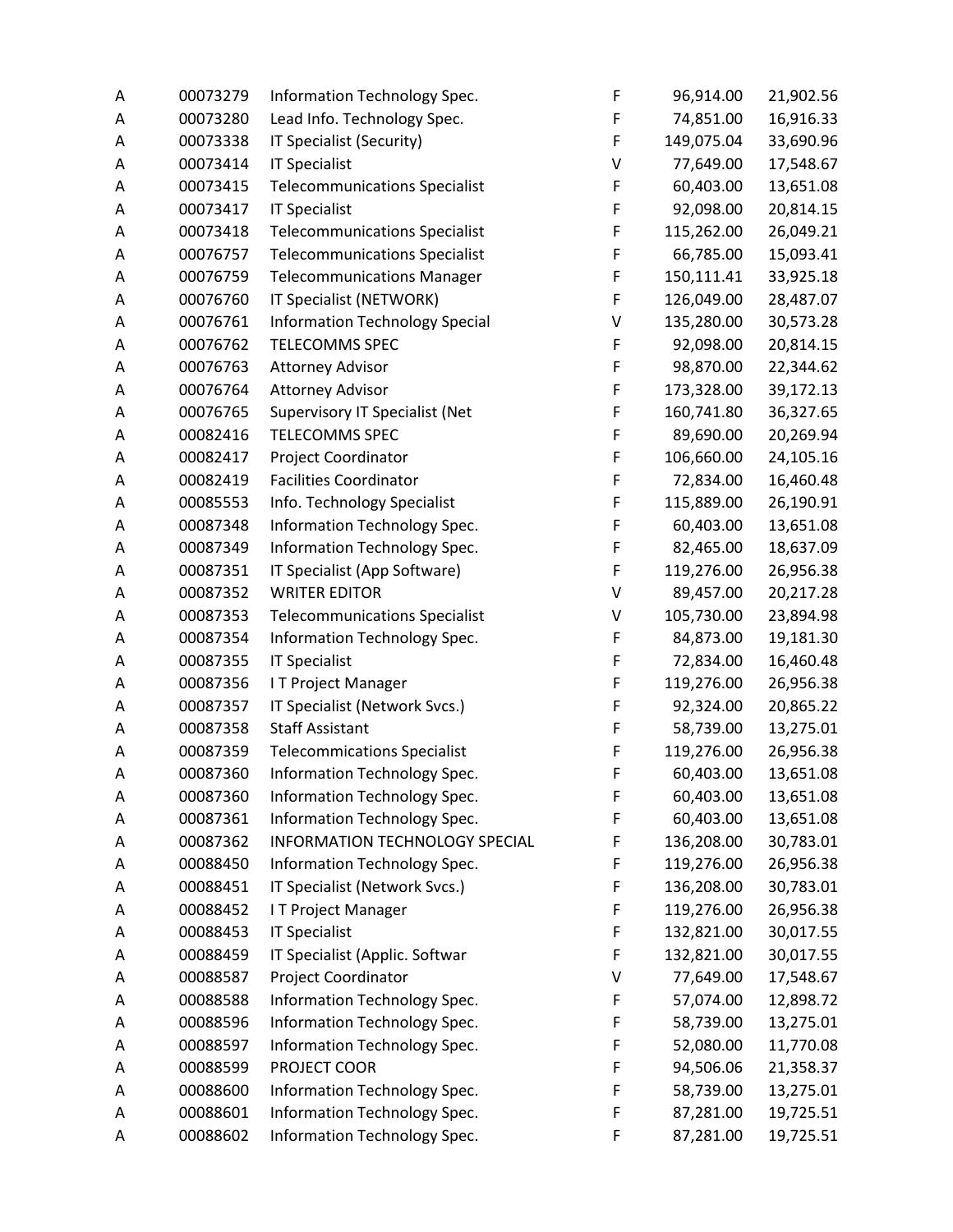| | | | | | |
|---|---|---|---|---|---|
| A | 00073279 | Information Technology Spec. | F | 96,914.00 | 21,902.56 |
| A | 00073280 | Lead Info. Technology Spec. | F | 74,851.00 | 16,916.33 |
| A | 00073338 | IT Specialist (Security) | F | 149,075.04 | 33,690.96 |
| A | 00073414 | IT Specialist | V | 77,649.00 | 17,548.67 |
| A | 00073415 | Telecommunications Specialist | F | 60,403.00 | 13,651.08 |
| A | 00073417 | IT Specialist | F | 92,098.00 | 20,814.15 |
| A | 00073418 | Telecommunications Specialist | F | 115,262.00 | 26,049.21 |
| A | 00076757 | Telecommunications Specialist | F | 66,785.00 | 15,093.41 |
| A | 00076759 | Telecommunications Manager | F | 150,111.41 | 33,925.18 |
| A | 00076760 | IT Specialist (NETWORK) | F | 126,049.00 | 28,487.07 |
| A | 00076761 | Information Technology Special | V | 135,280.00 | 30,573.28 |
| A | 00076762 | TELECOMMS SPEC | F | 92,098.00 | 20,814.15 |
| A | 00076763 | Attorney Advisor | F | 98,870.00 | 22,344.62 |
| A | 00076764 | Attorney Advisor | F | 173,328.00 | 39,172.13 |
| A | 00076765 | Supervisory IT Specialist (Net | F | 160,741.80 | 36,327.65 |
| A | 00082416 | TELECOMMS SPEC | F | 89,690.00 | 20,269.94 |
| A | 00082417 | Project Coordinator | F | 106,660.00 | 24,105.16 |
| A | 00082419 | Facilities Coordinator | F | 72,834.00 | 16,460.48 |
| A | 00085553 | Info. Technology Specialist | F | 115,889.00 | 26,190.91 |
| A | 00087348 | Information Technology Spec. | F | 60,403.00 | 13,651.08 |
| A | 00087349 | Information Technology Spec. | F | 82,465.00 | 18,637.09 |
| A | 00087351 | IT Specialist (App Software) | F | 119,276.00 | 26,956.38 |
| A | 00087352 | WRITER EDITOR | V | 89,457.00 | 20,217.28 |
| A | 00087353 | Telecommunications Specialist | V | 105,730.00 | 23,894.98 |
| A | 00087354 | Information Technology Spec. | F | 84,873.00 | 19,181.30 |
| A | 00087355 | IT Specialist | F | 72,834.00 | 16,460.48 |
| A | 00087356 | I T Project Manager | F | 119,276.00 | 26,956.38 |
| A | 00087357 | IT Specialist (Network Svcs.) | F | 92,324.00 | 20,865.22 |
| A | 00087358 | Staff Assistant | F | 58,739.00 | 13,275.01 |
| A | 00087359 | Telecommications Specialist | F | 119,276.00 | 26,956.38 |
| A | 00087360 | Information Technology Spec. | F | 60,403.00 | 13,651.08 |
| A | 00087360 | Information Technology Spec. | F | 60,403.00 | 13,651.08 |
| A | 00087361 | Information Technology Spec. | F | 60,403.00 | 13,651.08 |
| A | 00087362 | INFORMATION TECHNOLOGY SPECIAL | F | 136,208.00 | 30,783.01 |
| A | 00088450 | Information Technology Spec. | F | 119,276.00 | 26,956.38 |
| A | 00088451 | IT Specialist (Network Svcs.) | F | 136,208.00 | 30,783.01 |
| A | 00088452 | I T Project Manager | F | 119,276.00 | 26,956.38 |
| A | 00088453 | IT Specialist | F | 132,821.00 | 30,017.55 |
| A | 00088459 | IT Specialist (Applic. Softwar | F | 132,821.00 | 30,017.55 |
| A | 00088587 | Project Coordinator | V | 77,649.00 | 17,548.67 |
| A | 00088588 | Information Technology Spec. | F | 57,074.00 | 12,898.72 |
| A | 00088596 | Information Technology Spec. | F | 58,739.00 | 13,275.01 |
| A | 00088597 | Information Technology Spec. | F | 52,080.00 | 11,770.08 |
| A | 00088599 | PROJECT COOR | F | 94,506.06 | 21,358.37 |
| A | 00088600 | Information Technology Spec. | F | 58,739.00 | 13,275.01 |
| A | 00088601 | Information Technology Spec. | F | 87,281.00 | 19,725.51 |
| A | 00088602 | Information Technology Spec. | F | 87,281.00 | 19,725.51 |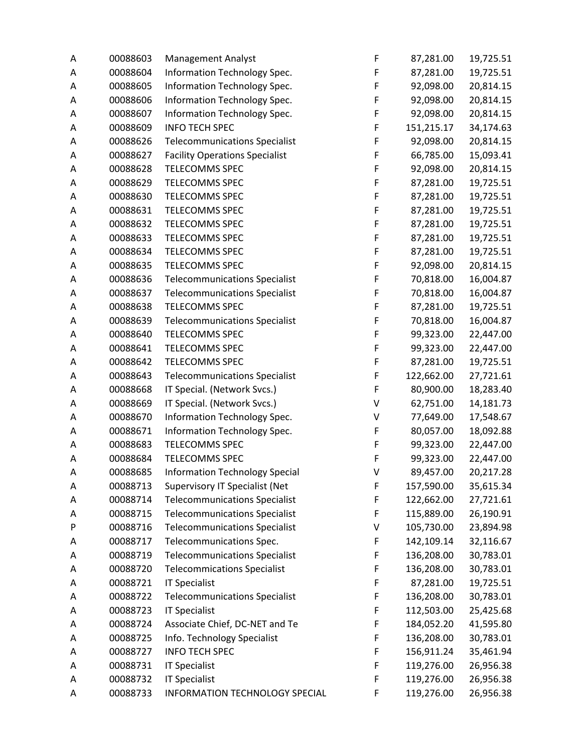| | | | | | |
|---|---|---|---|---|---|
| A | 00088603 | Management Analyst | F | 87,281.00 | 19,725.51 |
| A | 00088604 | Information Technology Spec. | F | 87,281.00 | 19,725.51 |
| A | 00088605 | Information Technology Spec. | F | 92,098.00 | 20,814.15 |
| A | 00088606 | Information Technology Spec. | F | 92,098.00 | 20,814.15 |
| A | 00088607 | Information Technology Spec. | F | 92,098.00 | 20,814.15 |
| A | 00088609 | INFO TECH SPEC | F | 151,215.17 | 34,174.63 |
| A | 00088626 | Telecommunications Specialist | F | 92,098.00 | 20,814.15 |
| A | 00088627 | Facility Operations Specialist | F | 66,785.00 | 15,093.41 |
| A | 00088628 | TELECOMMS SPEC | F | 92,098.00 | 20,814.15 |
| A | 00088629 | TELECOMMS SPEC | F | 87,281.00 | 19,725.51 |
| A | 00088630 | TELECOMMS SPEC | F | 87,281.00 | 19,725.51 |
| A | 00088631 | TELECOMMS SPEC | F | 87,281.00 | 19,725.51 |
| A | 00088632 | TELECOMMS SPEC | F | 87,281.00 | 19,725.51 |
| A | 00088633 | TELECOMMS SPEC | F | 87,281.00 | 19,725.51 |
| A | 00088634 | TELECOMMS SPEC | F | 87,281.00 | 19,725.51 |
| A | 00088635 | TELECOMMS SPEC | F | 92,098.00 | 20,814.15 |
| A | 00088636 | Telecommunications Specialist | F | 70,818.00 | 16,004.87 |
| A | 00088637 | Telecommunications Specialist | F | 70,818.00 | 16,004.87 |
| A | 00088638 | TELECOMMS SPEC | F | 87,281.00 | 19,725.51 |
| A | 00088639 | Telecommunications Specialist | F | 70,818.00 | 16,004.87 |
| A | 00088640 | TELECOMMS SPEC | F | 99,323.00 | 22,447.00 |
| A | 00088641 | TELECOMMS SPEC | F | 99,323.00 | 22,447.00 |
| A | 00088642 | TELECOMMS SPEC | F | 87,281.00 | 19,725.51 |
| A | 00088643 | Telecommunications Specialist | F | 122,662.00 | 27,721.61 |
| A | 00088668 | IT Special. (Network Svcs.) | F | 80,900.00 | 18,283.40 |
| A | 00088669 | IT Special. (Network Svcs.) | V | 62,751.00 | 14,181.73 |
| A | 00088670 | Information Technology Spec. | V | 77,649.00 | 17,548.67 |
| A | 00088671 | Information Technology Spec. | F | 80,057.00 | 18,092.88 |
| A | 00088683 | TELECOMMS SPEC | F | 99,323.00 | 22,447.00 |
| A | 00088684 | TELECOMMS SPEC | F | 99,323.00 | 22,447.00 |
| A | 00088685 | Information Technology Special | V | 89,457.00 | 20,217.28 |
| A | 00088713 | Supervisory IT Specialist (Net | F | 157,590.00 | 35,615.34 |
| A | 00088714 | Telecommunications Specialist | F | 122,662.00 | 27,721.61 |
| A | 00088715 | Telecommunications Specialist | F | 115,889.00 | 26,190.91 |
| P | 00088716 | Telecommunications Specialist | V | 105,730.00 | 23,894.98 |
| A | 00088717 | Telecommunications Spec. | F | 142,109.14 | 32,116.67 |
| A | 00088719 | Telecommunications Specialist | F | 136,208.00 | 30,783.01 |
| A | 00088720 | Telecommications Specialist | F | 136,208.00 | 30,783.01 |
| A | 00088721 | IT Specialist | F | 87,281.00 | 19,725.51 |
| A | 00088722 | Telecommunications Specialist | F | 136,208.00 | 30,783.01 |
| A | 00088723 | IT Specialist | F | 112,503.00 | 25,425.68 |
| A | 00088724 | Associate Chief, DC-NET and Te | F | 184,052.20 | 41,595.80 |
| A | 00088725 | Info. Technology Specialist | F | 136,208.00 | 30,783.01 |
| A | 00088727 | INFO TECH SPEC | F | 156,911.24 | 35,461.94 |
| A | 00088731 | IT Specialist | F | 119,276.00 | 26,956.38 |
| A | 00088732 | IT Specialist | F | 119,276.00 | 26,956.38 |
| A | 00088733 | INFORMATION TECHNOLOGY SPECIAL | F | 119,276.00 | 26,956.38 |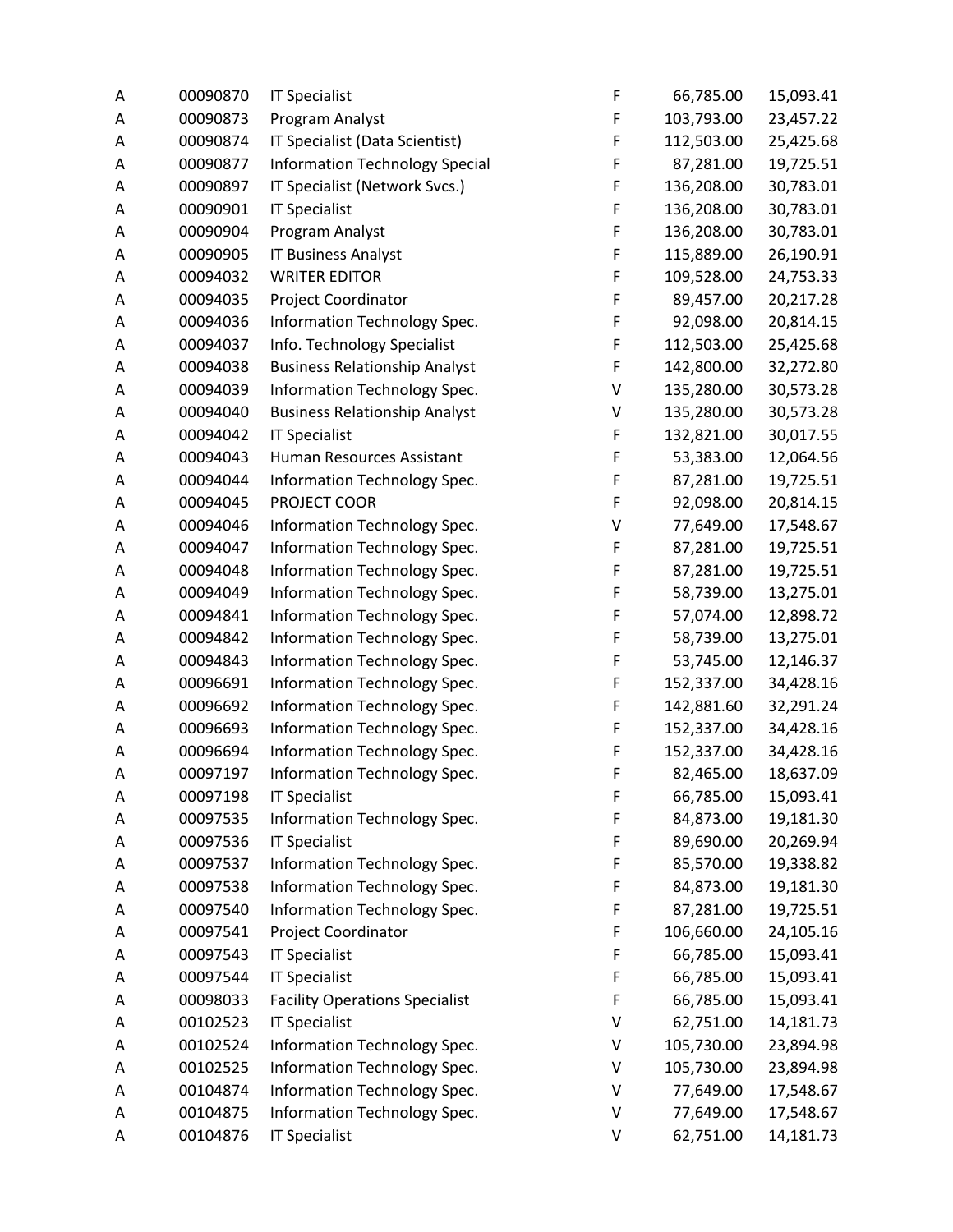| | | | | | |
|---|---|---|---|---|---|
| A | 00090870 | IT Specialist | F | 66,785.00 | 15,093.41 |
| A | 00090873 | Program Analyst | F | 103,793.00 | 23,457.22 |
| A | 00090874 | IT Specialist (Data Scientist) | F | 112,503.00 | 25,425.68 |
| A | 00090877 | Information Technology Special | F | 87,281.00 | 19,725.51 |
| A | 00090897 | IT Specialist (Network Svcs.) | F | 136,208.00 | 30,783.01 |
| A | 00090901 | IT Specialist | F | 136,208.00 | 30,783.01 |
| A | 00090904 | Program Analyst | F | 136,208.00 | 30,783.01 |
| A | 00090905 | IT Business Analyst | F | 115,889.00 | 26,190.91 |
| A | 00094032 | WRITER EDITOR | F | 109,528.00 | 24,753.33 |
| A | 00094035 | Project Coordinator | F | 89,457.00 | 20,217.28 |
| A | 00094036 | Information Technology Spec. | F | 92,098.00 | 20,814.15 |
| A | 00094037 | Info. Technology Specialist | F | 112,503.00 | 25,425.68 |
| A | 00094038 | Business Relationship Analyst | F | 142,800.00 | 32,272.80 |
| A | 00094039 | Information Technology Spec. | V | 135,280.00 | 30,573.28 |
| A | 00094040 | Business Relationship Analyst | V | 135,280.00 | 30,573.28 |
| A | 00094042 | IT Specialist | F | 132,821.00 | 30,017.55 |
| A | 00094043 | Human Resources Assistant | F | 53,383.00 | 12,064.56 |
| A | 00094044 | Information Technology Spec. | F | 87,281.00 | 19,725.51 |
| A | 00094045 | PROJECT COOR | F | 92,098.00 | 20,814.15 |
| A | 00094046 | Information Technology Spec. | V | 77,649.00 | 17,548.67 |
| A | 00094047 | Information Technology Spec. | F | 87,281.00 | 19,725.51 |
| A | 00094048 | Information Technology Spec. | F | 87,281.00 | 19,725.51 |
| A | 00094049 | Information Technology Spec. | F | 58,739.00 | 13,275.01 |
| A | 00094841 | Information Technology Spec. | F | 57,074.00 | 12,898.72 |
| A | 00094842 | Information Technology Spec. | F | 58,739.00 | 13,275.01 |
| A | 00094843 | Information Technology Spec. | F | 53,745.00 | 12,146.37 |
| A | 00096691 | Information Technology Spec. | F | 152,337.00 | 34,428.16 |
| A | 00096692 | Information Technology Spec. | F | 142,881.60 | 32,291.24 |
| A | 00096693 | Information Technology Spec. | F | 152,337.00 | 34,428.16 |
| A | 00096694 | Information Technology Spec. | F | 152,337.00 | 34,428.16 |
| A | 00097197 | Information Technology Spec. | F | 82,465.00 | 18,637.09 |
| A | 00097198 | IT Specialist | F | 66,785.00 | 15,093.41 |
| A | 00097535 | Information Technology Spec. | F | 84,873.00 | 19,181.30 |
| A | 00097536 | IT Specialist | F | 89,690.00 | 20,269.94 |
| A | 00097537 | Information Technology Spec. | F | 85,570.00 | 19,338.82 |
| A | 00097538 | Information Technology Spec. | F | 84,873.00 | 19,181.30 |
| A | 00097540 | Information Technology Spec. | F | 87,281.00 | 19,725.51 |
| A | 00097541 | Project Coordinator | F | 106,660.00 | 24,105.16 |
| A | 00097543 | IT Specialist | F | 66,785.00 | 15,093.41 |
| A | 00097544 | IT Specialist | F | 66,785.00 | 15,093.41 |
| A | 00098033 | Facility Operations Specialist | F | 66,785.00 | 15,093.41 |
| A | 00102523 | IT Specialist | V | 62,751.00 | 14,181.73 |
| A | 00102524 | Information Technology Spec. | V | 105,730.00 | 23,894.98 |
| A | 00102525 | Information Technology Spec. | V | 105,730.00 | 23,894.98 |
| A | 00104874 | Information Technology Spec. | V | 77,649.00 | 17,548.67 |
| A | 00104875 | Information Technology Spec. | V | 77,649.00 | 17,548.67 |
| A | 00104876 | IT Specialist | V | 62,751.00 | 14,181.73 |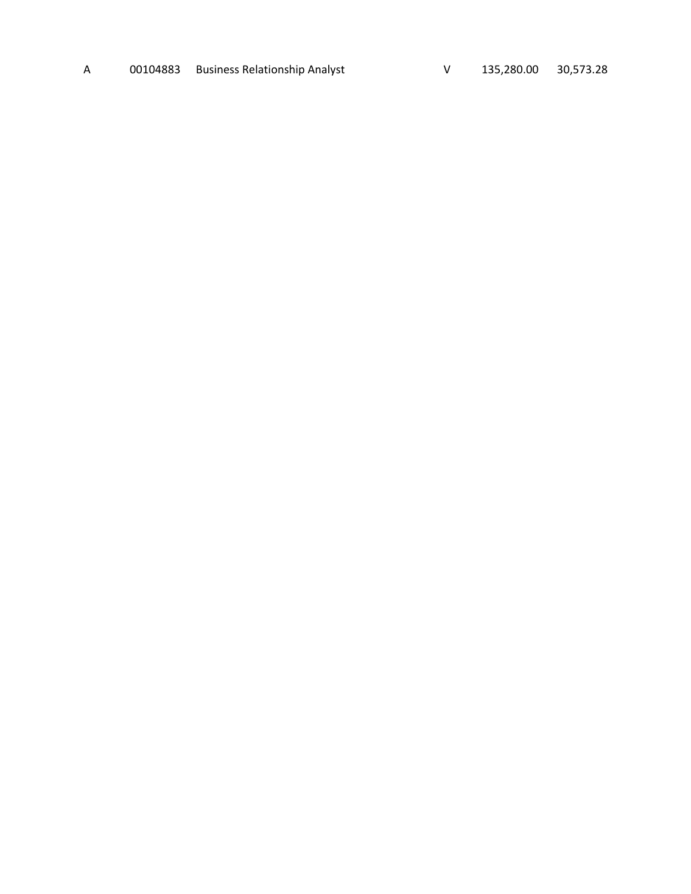| | | | | | |
|---|---|---|---|---|---|
| A | 00104883 | Business Relationship Analyst | V | 135,280.00 | 30,573.28 |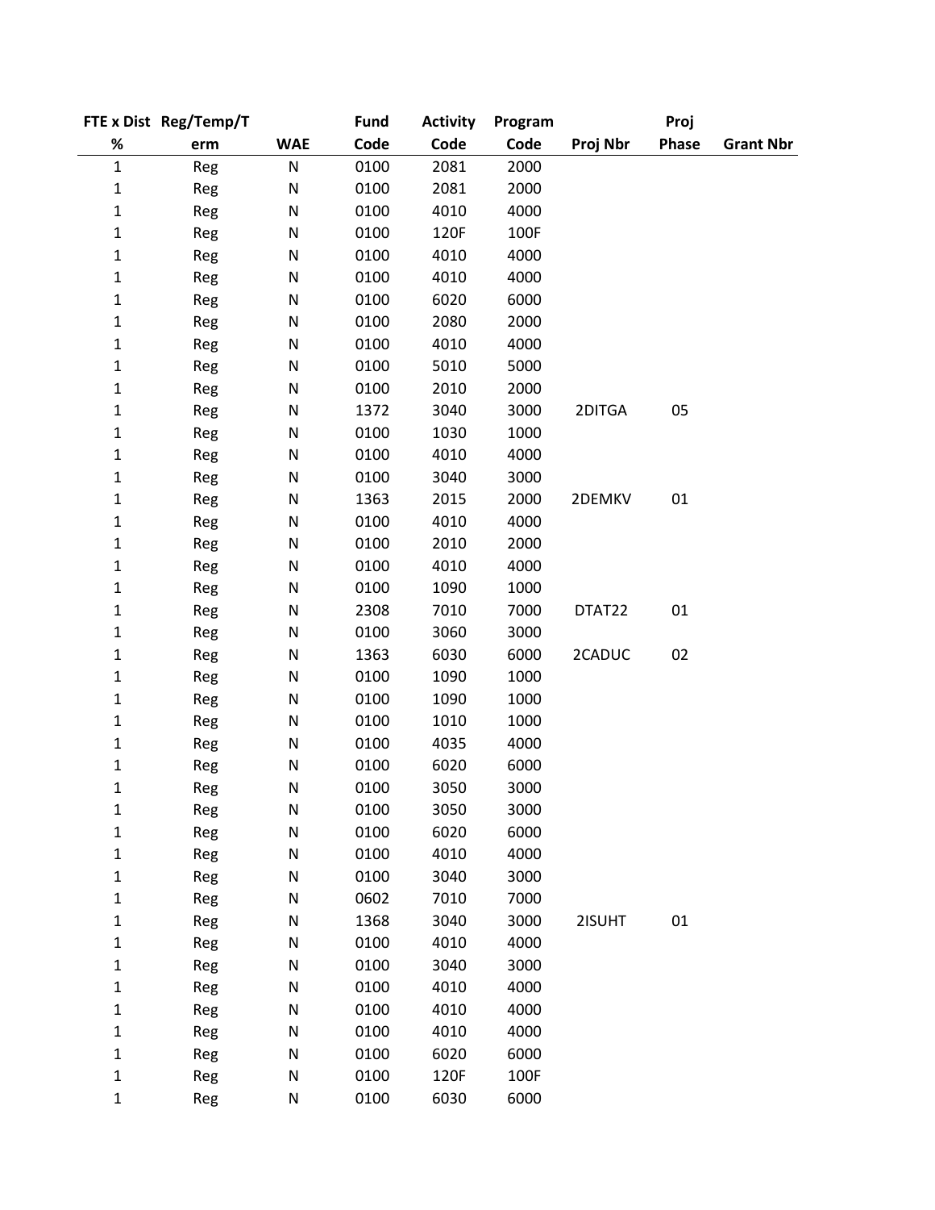| FTE x Dist % | Reg/Temp/Term | WAE | Fund Code | Activity Code | Program Code | Proj Nbr | Proj Phase | Grant Nbr |
|---|---|---|---|---|---|---|---|---|
| 1 | Reg | N | 0100 | 2081 | 2000 | | | |
| 1 | Reg | N | 0100 | 2081 | 2000 | | | |
| 1 | Reg | N | 0100 | 4010 | 4000 | | | |
| 1 | Reg | N | 0100 | 120F | 100F | | | |
| 1 | Reg | N | 0100 | 4010 | 4000 | | | |
| 1 | Reg | N | 0100 | 4010 | 4000 | | | |
| 1 | Reg | N | 0100 | 6020 | 6000 | | | |
| 1 | Reg | N | 0100 | 2080 | 2000 | | | |
| 1 | Reg | N | 0100 | 4010 | 4000 | | | |
| 1 | Reg | N | 0100 | 5010 | 5000 | | | |
| 1 | Reg | N | 0100 | 2010 | 2000 | | | |
| 1 | Reg | N | 1372 | 3040 | 3000 | 2DITGA | 05 | |
| 1 | Reg | N | 0100 | 1030 | 1000 | | | |
| 1 | Reg | N | 0100 | 4010 | 4000 | | | |
| 1 | Reg | N | 0100 | 3040 | 3000 | | | |
| 1 | Reg | N | 1363 | 2015 | 2000 | 2DEMKV | 01 | |
| 1 | Reg | N | 0100 | 4010 | 4000 | | | |
| 1 | Reg | N | 0100 | 2010 | 2000 | | | |
| 1 | Reg | N | 0100 | 4010 | 4000 | | | |
| 1 | Reg | N | 0100 | 1090 | 1000 | | | |
| 1 | Reg | N | 2308 | 7010 | 7000 | DTAT22 | 01 | |
| 1 | Reg | N | 0100 | 3060 | 3000 | | | |
| 1 | Reg | N | 1363 | 6030 | 6000 | 2CADUC | 02 | |
| 1 | Reg | N | 0100 | 1090 | 1000 | | | |
| 1 | Reg | N | 0100 | 1090 | 1000 | | | |
| 1 | Reg | N | 0100 | 1010 | 1000 | | | |
| 1 | Reg | N | 0100 | 4035 | 4000 | | | |
| 1 | Reg | N | 0100 | 6020 | 6000 | | | |
| 1 | Reg | N | 0100 | 3050 | 3000 | | | |
| 1 | Reg | N | 0100 | 3050 | 3000 | | | |
| 1 | Reg | N | 0100 | 6020 | 6000 | | | |
| 1 | Reg | N | 0100 | 4010 | 4000 | | | |
| 1 | Reg | N | 0100 | 3040 | 3000 | | | |
| 1 | Reg | N | 0602 | 7010 | 7000 | | | |
| 1 | Reg | N | 1368 | 3040 | 3000 | 2ISUHT | 01 | |
| 1 | Reg | N | 0100 | 4010 | 4000 | | | |
| 1 | Reg | N | 0100 | 3040 | 3000 | | | |
| 1 | Reg | N | 0100 | 4010 | 4000 | | | |
| 1 | Reg | N | 0100 | 4010 | 4000 | | | |
| 1 | Reg | N | 0100 | 4010 | 4000 | | | |
| 1 | Reg | N | 0100 | 6020 | 6000 | | | |
| 1 | Reg | N | 0100 | 120F | 100F | | | |
| 1 | Reg | N | 0100 | 6030 | 6000 | | | |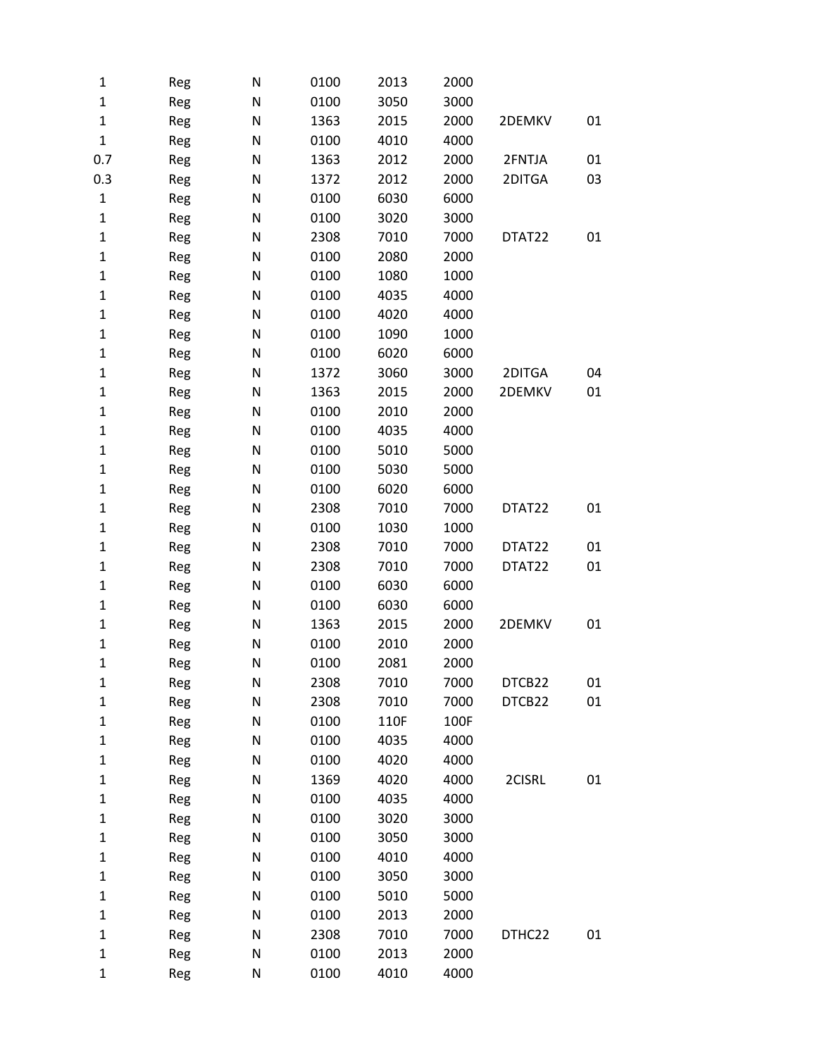| | | | | | | | |
|---|---|---|---|---|---|---|---|
| 1 | Reg | N | 0100 | 2013 | 2000 | | |
| 1 | Reg | N | 0100 | 3050 | 3000 | | |
| 1 | Reg | N | 1363 | 2015 | 2000 | 2DEMKV | 01 |
| 1 | Reg | N | 0100 | 4010 | 4000 | | |
| 0.7 | Reg | N | 1363 | 2012 | 2000 | 2FNTJA | 01 |
| 0.3 | Reg | N | 1372 | 2012 | 2000 | 2DITGA | 03 |
| 1 | Reg | N | 0100 | 6030 | 6000 | | |
| 1 | Reg | N | 0100 | 3020 | 3000 | | |
| 1 | Reg | N | 2308 | 7010 | 7000 | DTAT22 | 01 |
| 1 | Reg | N | 0100 | 2080 | 2000 | | |
| 1 | Reg | N | 0100 | 1080 | 1000 | | |
| 1 | Reg | N | 0100 | 4035 | 4000 | | |
| 1 | Reg | N | 0100 | 4020 | 4000 | | |
| 1 | Reg | N | 0100 | 1090 | 1000 | | |
| 1 | Reg | N | 0100 | 6020 | 6000 | | |
| 1 | Reg | N | 1372 | 3060 | 3000 | 2DITGA | 04 |
| 1 | Reg | N | 1363 | 2015 | 2000 | 2DEMKV | 01 |
| 1 | Reg | N | 0100 | 2010 | 2000 | | |
| 1 | Reg | N | 0100 | 4035 | 4000 | | |
| 1 | Reg | N | 0100 | 5010 | 5000 | | |
| 1 | Reg | N | 0100 | 5030 | 5000 | | |
| 1 | Reg | N | 0100 | 6020 | 6000 | | |
| 1 | Reg | N | 2308 | 7010 | 7000 | DTAT22 | 01 |
| 1 | Reg | N | 0100 | 1030 | 1000 | | |
| 1 | Reg | N | 2308 | 7010 | 7000 | DTAT22 | 01 |
| 1 | Reg | N | 2308 | 7010 | 7000 | DTAT22 | 01 |
| 1 | Reg | N | 0100 | 6030 | 6000 | | |
| 1 | Reg | N | 0100 | 6030 | 6000 | | |
| 1 | Reg | N | 1363 | 2015 | 2000 | 2DEMKV | 01 |
| 1 | Reg | N | 0100 | 2010 | 2000 | | |
| 1 | Reg | N | 0100 | 2081 | 2000 | | |
| 1 | Reg | N | 2308 | 7010 | 7000 | DTCB22 | 01 |
| 1 | Reg | N | 2308 | 7010 | 7000 | DTCB22 | 01 |
| 1 | Reg | N | 0100 | 110F | 100F | | |
| 1 | Reg | N | 0100 | 4035 | 4000 | | |
| 1 | Reg | N | 0100 | 4020 | 4000 | | |
| 1 | Reg | N | 1369 | 4020 | 4000 | 2CISRL | 01 |
| 1 | Reg | N | 0100 | 4035 | 4000 | | |
| 1 | Reg | N | 0100 | 3020 | 3000 | | |
| 1 | Reg | N | 0100 | 3050 | 3000 | | |
| 1 | Reg | N | 0100 | 4010 | 4000 | | |
| 1 | Reg | N | 0100 | 3050 | 3000 | | |
| 1 | Reg | N | 0100 | 5010 | 5000 | | |
| 1 | Reg | N | 0100 | 2013 | 2000 | | |
| 1 | Reg | N | 2308 | 7010 | 7000 | DTHC22 | 01 |
| 1 | Reg | N | 0100 | 2013 | 2000 | | |
| 1 | Reg | N | 0100 | 4010 | 4000 | | |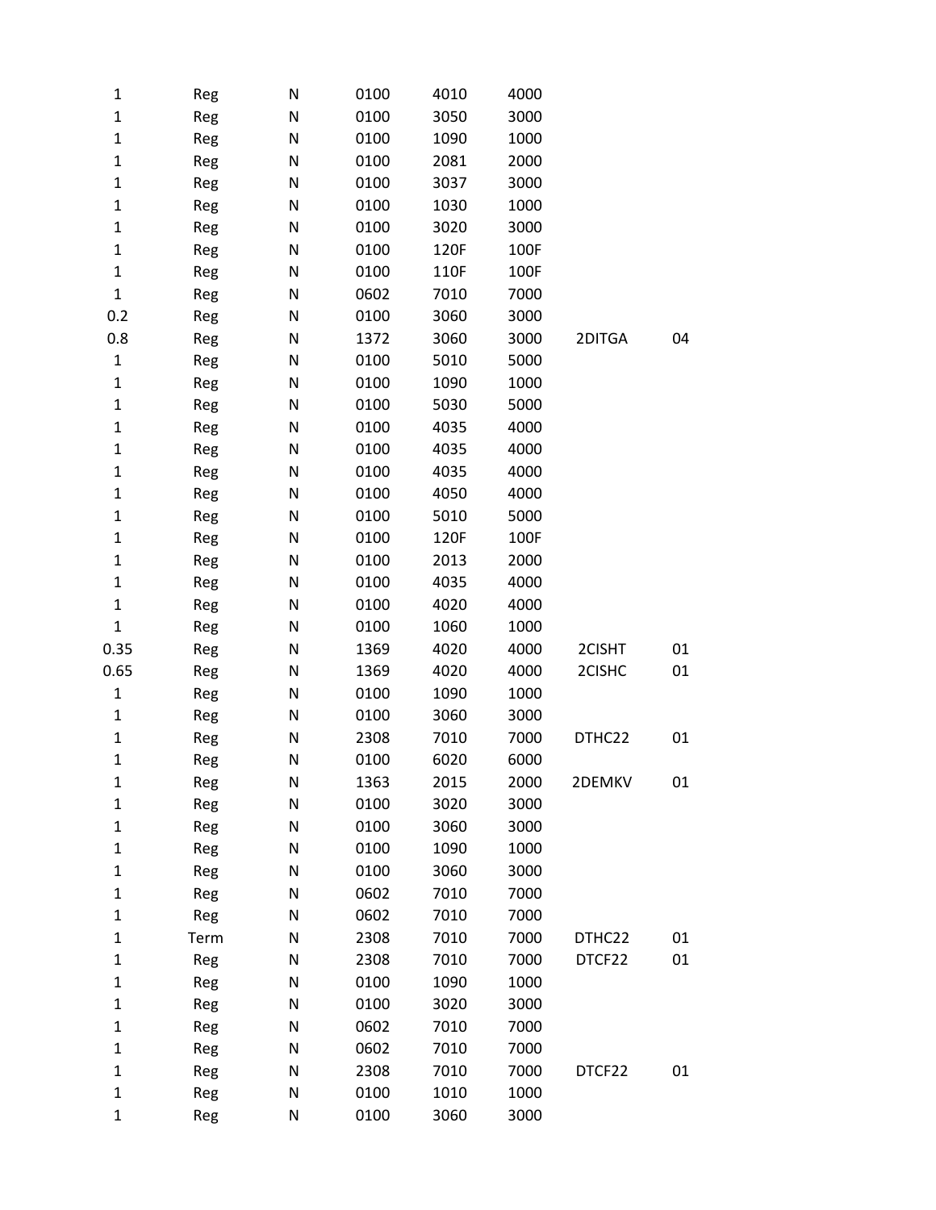| | | | | | | | |
|---|---|---|---|---|---|---|---|
| 1 | Reg | N | 0100 | 4010 | 4000 | | |
| 1 | Reg | N | 0100 | 3050 | 3000 | | |
| 1 | Reg | N | 0100 | 1090 | 1000 | | |
| 1 | Reg | N | 0100 | 2081 | 2000 | | |
| 1 | Reg | N | 0100 | 3037 | 3000 | | |
| 1 | Reg | N | 0100 | 1030 | 1000 | | |
| 1 | Reg | N | 0100 | 3020 | 3000 | | |
| 1 | Reg | N | 0100 | 120F | 100F | | |
| 1 | Reg | N | 0100 | 110F | 100F | | |
| 1 | Reg | N | 0602 | 7010 | 7000 | | |
| 0.2 | Reg | N | 0100 | 3060 | 3000 | | |
| 0.8 | Reg | N | 1372 | 3060 | 3000 | 2DITGA | 04 |
| 1 | Reg | N | 0100 | 5010 | 5000 | | |
| 1 | Reg | N | 0100 | 1090 | 1000 | | |
| 1 | Reg | N | 0100 | 5030 | 5000 | | |
| 1 | Reg | N | 0100 | 4035 | 4000 | | |
| 1 | Reg | N | 0100 | 4035 | 4000 | | |
| 1 | Reg | N | 0100 | 4035 | 4000 | | |
| 1 | Reg | N | 0100 | 4050 | 4000 | | |
| 1 | Reg | N | 0100 | 5010 | 5000 | | |
| 1 | Reg | N | 0100 | 120F | 100F | | |
| 1 | Reg | N | 0100 | 2013 | 2000 | | |
| 1 | Reg | N | 0100 | 4035 | 4000 | | |
| 1 | Reg | N | 0100 | 4020 | 4000 | | |
| 1 | Reg | N | 0100 | 1060 | 1000 | | |
| 0.35 | Reg | N | 1369 | 4020 | 4000 | 2CISHT | 01 |
| 0.65 | Reg | N | 1369 | 4020 | 4000 | 2CISHC | 01 |
| 1 | Reg | N | 0100 | 1090 | 1000 | | |
| 1 | Reg | N | 0100 | 3060 | 3000 | | |
| 1 | Reg | N | 2308 | 7010 | 7000 | DTHC22 | 01 |
| 1 | Reg | N | 0100 | 6020 | 6000 | | |
| 1 | Reg | N | 1363 | 2015 | 2000 | 2DEMKV | 01 |
| 1 | Reg | N | 0100 | 3020 | 3000 | | |
| 1 | Reg | N | 0100 | 3060 | 3000 | | |
| 1 | Reg | N | 0100 | 1090 | 1000 | | |
| 1 | Reg | N | 0100 | 3060 | 3000 | | |
| 1 | Reg | N | 0602 | 7010 | 7000 | | |
| 1 | Reg | N | 0602 | 7010 | 7000 | | |
| 1 | Term | N | 2308 | 7010 | 7000 | DTHC22 | 01 |
| 1 | Reg | N | 2308 | 7010 | 7000 | DTCF22 | 01 |
| 1 | Reg | N | 0100 | 1090 | 1000 | | |
| 1 | Reg | N | 0100 | 3020 | 3000 | | |
| 1 | Reg | N | 0602 | 7010 | 7000 | | |
| 1 | Reg | N | 0602 | 7010 | 7000 | | |
| 1 | Reg | N | 2308 | 7010 | 7000 | DTCF22 | 01 |
| 1 | Reg | N | 0100 | 1010 | 1000 | | |
| 1 | Reg | N | 0100 | 3060 | 3000 | | |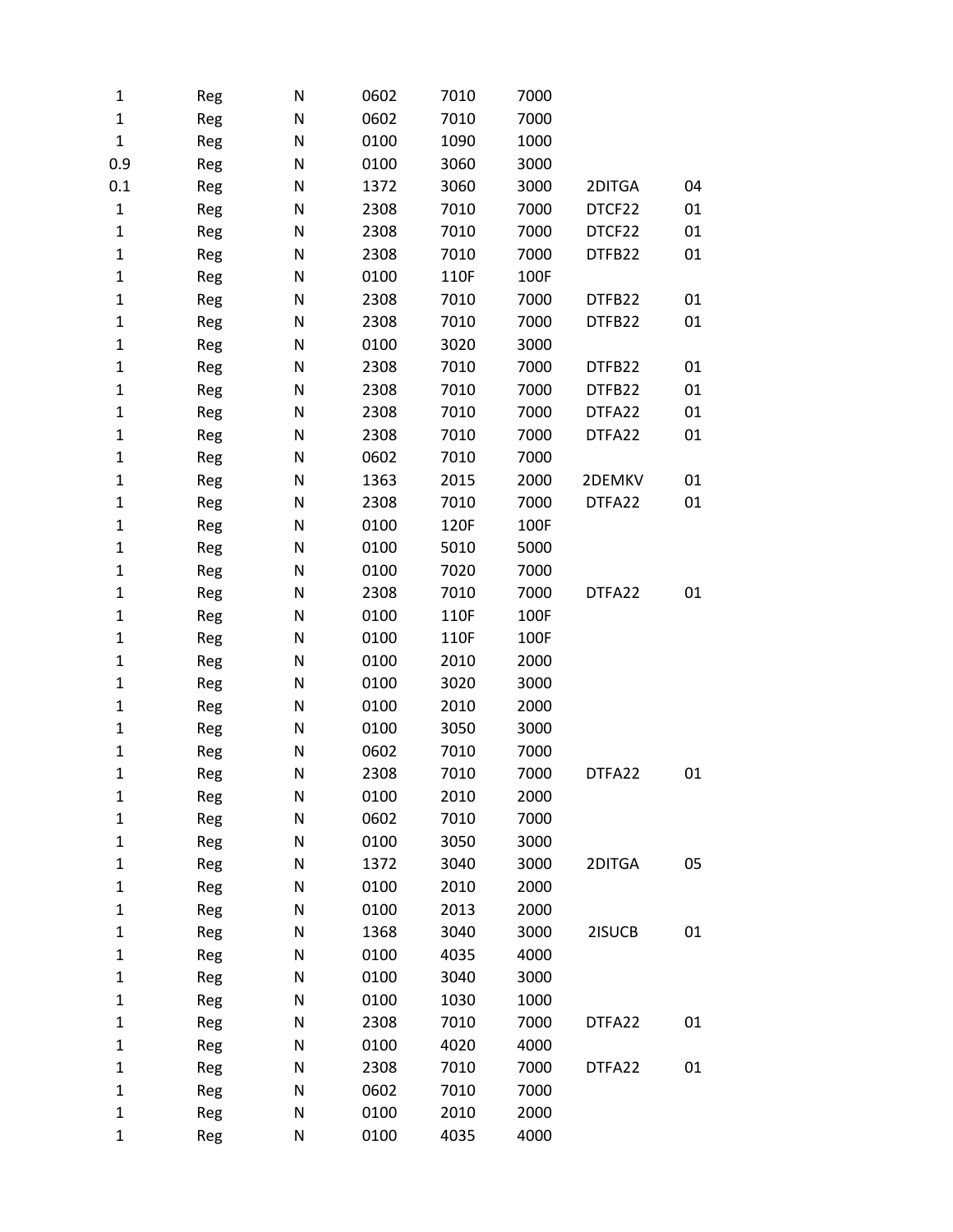| | | | | | | | |
|---|---|---|---|---|---|---|---|
| 1 | Reg | N | 0602 | 7010 | 7000 | | |
| 1 | Reg | N | 0602 | 7010 | 7000 | | |
| 1 | Reg | N | 0100 | 1090 | 1000 | | |
| 0.9 | Reg | N | 0100 | 3060 | 3000 | | |
| 0.1 | Reg | N | 1372 | 3060 | 3000 | 2DITGA | 04 |
| 1 | Reg | N | 2308 | 7010 | 7000 | DTCF22 | 01 |
| 1 | Reg | N | 2308 | 7010 | 7000 | DTCF22 | 01 |
| 1 | Reg | N | 2308 | 7010 | 7000 | DTFB22 | 01 |
| 1 | Reg | N | 0100 | 110F | 100F | | |
| 1 | Reg | N | 2308 | 7010 | 7000 | DTFB22 | 01 |
| 1 | Reg | N | 2308 | 7010 | 7000 | DTFB22 | 01 |
| 1 | Reg | N | 0100 | 3020 | 3000 | | |
| 1 | Reg | N | 2308 | 7010 | 7000 | DTFB22 | 01 |
| 1 | Reg | N | 2308 | 7010 | 7000 | DTFB22 | 01 |
| 1 | Reg | N | 2308 | 7010 | 7000 | DTFA22 | 01 |
| 1 | Reg | N | 2308 | 7010 | 7000 | DTFA22 | 01 |
| 1 | Reg | N | 0602 | 7010 | 7000 | | |
| 1 | Reg | N | 1363 | 2015 | 2000 | 2DEMKV | 01 |
| 1 | Reg | N | 2308 | 7010 | 7000 | DTFA22 | 01 |
| 1 | Reg | N | 0100 | 120F | 100F | | |
| 1 | Reg | N | 0100 | 5010 | 5000 | | |
| 1 | Reg | N | 0100 | 7020 | 7000 | | |
| 1 | Reg | N | 2308 | 7010 | 7000 | DTFA22 | 01 |
| 1 | Reg | N | 0100 | 110F | 100F | | |
| 1 | Reg | N | 0100 | 110F | 100F | | |
| 1 | Reg | N | 0100 | 2010 | 2000 | | |
| 1 | Reg | N | 0100 | 3020 | 3000 | | |
| 1 | Reg | N | 0100 | 2010 | 2000 | | |
| 1 | Reg | N | 0100 | 3050 | 3000 | | |
| 1 | Reg | N | 0602 | 7010 | 7000 | | |
| 1 | Reg | N | 2308 | 7010 | 7000 | DTFA22 | 01 |
| 1 | Reg | N | 0100 | 2010 | 2000 | | |
| 1 | Reg | N | 0602 | 7010 | 7000 | | |
| 1 | Reg | N | 0100 | 3050 | 3000 | | |
| 1 | Reg | N | 1372 | 3040 | 3000 | 2DITGA | 05 |
| 1 | Reg | N | 0100 | 2010 | 2000 | | |
| 1 | Reg | N | 0100 | 2013 | 2000 | | |
| 1 | Reg | N | 1368 | 3040 | 3000 | 2ISUCB | 01 |
| 1 | Reg | N | 0100 | 4035 | 4000 | | |
| 1 | Reg | N | 0100 | 3040 | 3000 | | |
| 1 | Reg | N | 0100 | 1030 | 1000 | | |
| 1 | Reg | N | 2308 | 7010 | 7000 | DTFA22 | 01 |
| 1 | Reg | N | 0100 | 4020 | 4000 | | |
| 1 | Reg | N | 2308 | 7010 | 7000 | DTFA22 | 01 |
| 1 | Reg | N | 0602 | 7010 | 7000 | | |
| 1 | Reg | N | 0100 | 2010 | 2000 | | |
| 1 | Reg | N | 0100 | 4035 | 4000 | | |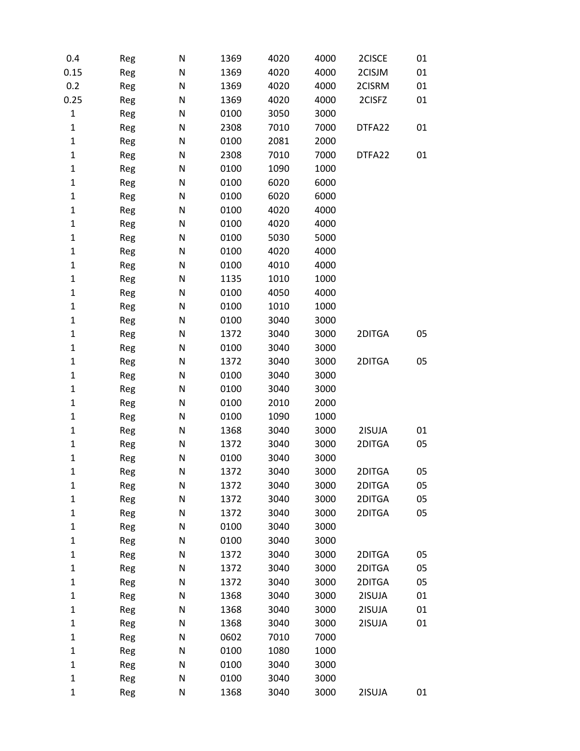| | | | | | | | |
|---|---|---|---|---|---|---|---|
| 0.4 | Reg | N | 1369 | 4020 | 4000 | 2CISCE | 01 |
| 0.15 | Reg | N | 1369 | 4020 | 4000 | 2CISJM | 01 |
| 0.2 | Reg | N | 1369 | 4020 | 4000 | 2CISRM | 01 |
| 0.25 | Reg | N | 1369 | 4020 | 4000 | 2CISFZ | 01 |
| 1 | Reg | N | 0100 | 3050 | 3000 | | |
| 1 | Reg | N | 2308 | 7010 | 7000 | DTFA22 | 01 |
| 1 | Reg | N | 0100 | 2081 | 2000 | | |
| 1 | Reg | N | 2308 | 7010 | 7000 | DTFA22 | 01 |
| 1 | Reg | N | 0100 | 1090 | 1000 | | |
| 1 | Reg | N | 0100 | 6020 | 6000 | | |
| 1 | Reg | N | 0100 | 6020 | 6000 | | |
| 1 | Reg | N | 0100 | 4020 | 4000 | | |
| 1 | Reg | N | 0100 | 4020 | 4000 | | |
| 1 | Reg | N | 0100 | 5030 | 5000 | | |
| 1 | Reg | N | 0100 | 4020 | 4000 | | |
| 1 | Reg | N | 0100 | 4010 | 4000 | | |
| 1 | Reg | N | 1135 | 1010 | 1000 | | |
| 1 | Reg | N | 0100 | 4050 | 4000 | | |
| 1 | Reg | N | 0100 | 1010 | 1000 | | |
| 1 | Reg | N | 0100 | 3040 | 3000 | | |
| 1 | Reg | N | 1372 | 3040 | 3000 | 2DITGA | 05 |
| 1 | Reg | N | 0100 | 3040 | 3000 | | |
| 1 | Reg | N | 1372 | 3040 | 3000 | 2DITGA | 05 |
| 1 | Reg | N | 0100 | 3040 | 3000 | | |
| 1 | Reg | N | 0100 | 3040 | 3000 | | |
| 1 | Reg | N | 0100 | 2010 | 2000 | | |
| 1 | Reg | N | 0100 | 1090 | 1000 | | |
| 1 | Reg | N | 1368 | 3040 | 3000 | 2ISUJA | 01 |
| 1 | Reg | N | 1372 | 3040 | 3000 | 2DITGA | 05 |
| 1 | Reg | N | 0100 | 3040 | 3000 | | |
| 1 | Reg | N | 1372 | 3040 | 3000 | 2DITGA | 05 |
| 1 | Reg | N | 1372 | 3040 | 3000 | 2DITGA | 05 |
| 1 | Reg | N | 1372 | 3040 | 3000 | 2DITGA | 05 |
| 1 | Reg | N | 1372 | 3040 | 3000 | 2DITGA | 05 |
| 1 | Reg | N | 0100 | 3040 | 3000 | | |
| 1 | Reg | N | 0100 | 3040 | 3000 | | |
| 1 | Reg | N | 1372 | 3040 | 3000 | 2DITGA | 05 |
| 1 | Reg | N | 1372 | 3040 | 3000 | 2DITGA | 05 |
| 1 | Reg | N | 1372 | 3040 | 3000 | 2DITGA | 05 |
| 1 | Reg | N | 1368 | 3040 | 3000 | 2ISUJA | 01 |
| 1 | Reg | N | 1368 | 3040 | 3000 | 2ISUJA | 01 |
| 1 | Reg | N | 1368 | 3040 | 3000 | 2ISUJA | 01 |
| 1 | Reg | N | 0602 | 7010 | 7000 | | |
| 1 | Reg | N | 0100 | 1080 | 1000 | | |
| 1 | Reg | N | 0100 | 3040 | 3000 | | |
| 1 | Reg | N | 0100 | 3040 | 3000 | | |
| 1 | Reg | N | 1368 | 3040 | 3000 | 2ISUJA | 01 |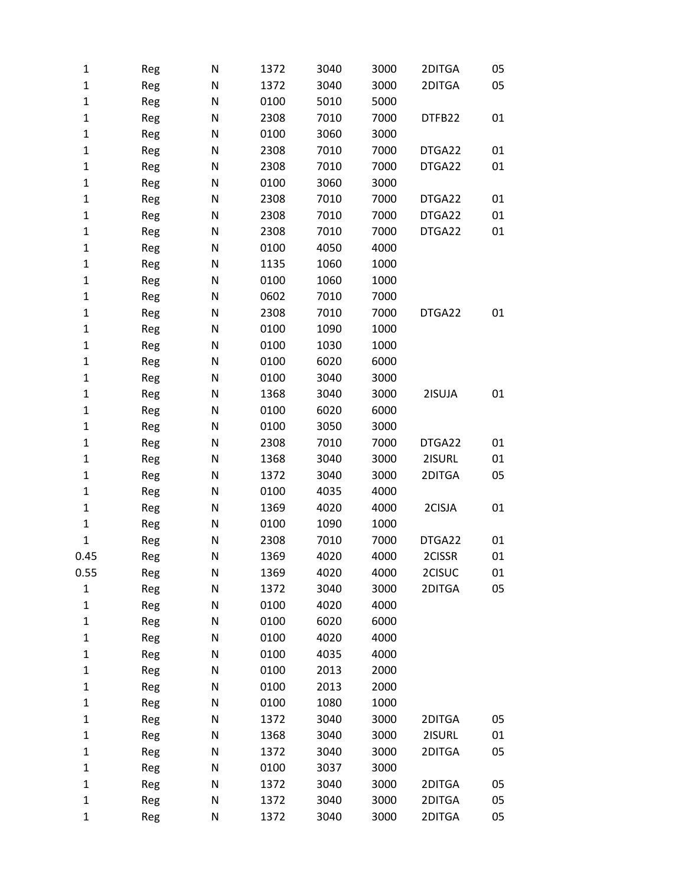| | | | | | | | |
|---|---|---|---|---|---|---|---|
| 1 | Reg | N | 1372 | 3040 | 3000 | 2DITGA | 05 |
| 1 | Reg | N | 1372 | 3040 | 3000 | 2DITGA | 05 |
| 1 | Reg | N | 0100 | 5010 | 5000 | | |
| 1 | Reg | N | 2308 | 7010 | 7000 | DTFB22 | 01 |
| 1 | Reg | N | 0100 | 3060 | 3000 | | |
| 1 | Reg | N | 2308 | 7010 | 7000 | DTGA22 | 01 |
| 1 | Reg | N | 2308 | 7010 | 7000 | DTGA22 | 01 |
| 1 | Reg | N | 0100 | 3060 | 3000 | | |
| 1 | Reg | N | 2308 | 7010 | 7000 | DTGA22 | 01 |
| 1 | Reg | N | 2308 | 7010 | 7000 | DTGA22 | 01 |
| 1 | Reg | N | 2308 | 7010 | 7000 | DTGA22 | 01 |
| 1 | Reg | N | 0100 | 4050 | 4000 | | |
| 1 | Reg | N | 1135 | 1060 | 1000 | | |
| 1 | Reg | N | 0100 | 1060 | 1000 | | |
| 1 | Reg | N | 0602 | 7010 | 7000 | | |
| 1 | Reg | N | 2308 | 7010 | 7000 | DTGA22 | 01 |
| 1 | Reg | N | 0100 | 1090 | 1000 | | |
| 1 | Reg | N | 0100 | 1030 | 1000 | | |
| 1 | Reg | N | 0100 | 6020 | 6000 | | |
| 1 | Reg | N | 0100 | 3040 | 3000 | | |
| 1 | Reg | N | 1368 | 3040 | 3000 | 2ISUJA | 01 |
| 1 | Reg | N | 0100 | 6020 | 6000 | | |
| 1 | Reg | N | 0100 | 3050 | 3000 | | |
| 1 | Reg | N | 2308 | 7010 | 7000 | DTGA22 | 01 |
| 1 | Reg | N | 1368 | 3040 | 3000 | 2ISURL | 01 |
| 1 | Reg | N | 1372 | 3040 | 3000 | 2DITGA | 05 |
| 1 | Reg | N | 0100 | 4035 | 4000 | | |
| 1 | Reg | N | 1369 | 4020 | 4000 | 2CISJA | 01 |
| 1 | Reg | N | 0100 | 1090 | 1000 | | |
| 1 | Reg | N | 2308 | 7010 | 7000 | DTGA22 | 01 |
| 0.45 | Reg | N | 1369 | 4020 | 4000 | 2CISSR | 01 |
| 0.55 | Reg | N | 1369 | 4020 | 4000 | 2CISUC | 01 |
| 1 | Reg | N | 1372 | 3040 | 3000 | 2DITGA | 05 |
| 1 | Reg | N | 0100 | 4020 | 4000 | | |
| 1 | Reg | N | 0100 | 6020 | 6000 | | |
| 1 | Reg | N | 0100 | 4020 | 4000 | | |
| 1 | Reg | N | 0100 | 4035 | 4000 | | |
| 1 | Reg | N | 0100 | 2013 | 2000 | | |
| 1 | Reg | N | 0100 | 2013 | 2000 | | |
| 1 | Reg | N | 0100 | 1080 | 1000 | | |
| 1 | Reg | N | 1372 | 3040 | 3000 | 2DITGA | 05 |
| 1 | Reg | N | 1368 | 3040 | 3000 | 2ISURL | 01 |
| 1 | Reg | N | 1372 | 3040 | 3000 | 2DITGA | 05 |
| 1 | Reg | N | 0100 | 3037 | 3000 | | |
| 1 | Reg | N | 1372 | 3040 | 3000 | 2DITGA | 05 |
| 1 | Reg | N | 1372 | 3040 | 3000 | 2DITGA | 05 |
| 1 | Reg | N | 1372 | 3040 | 3000 | 2DITGA | 05 |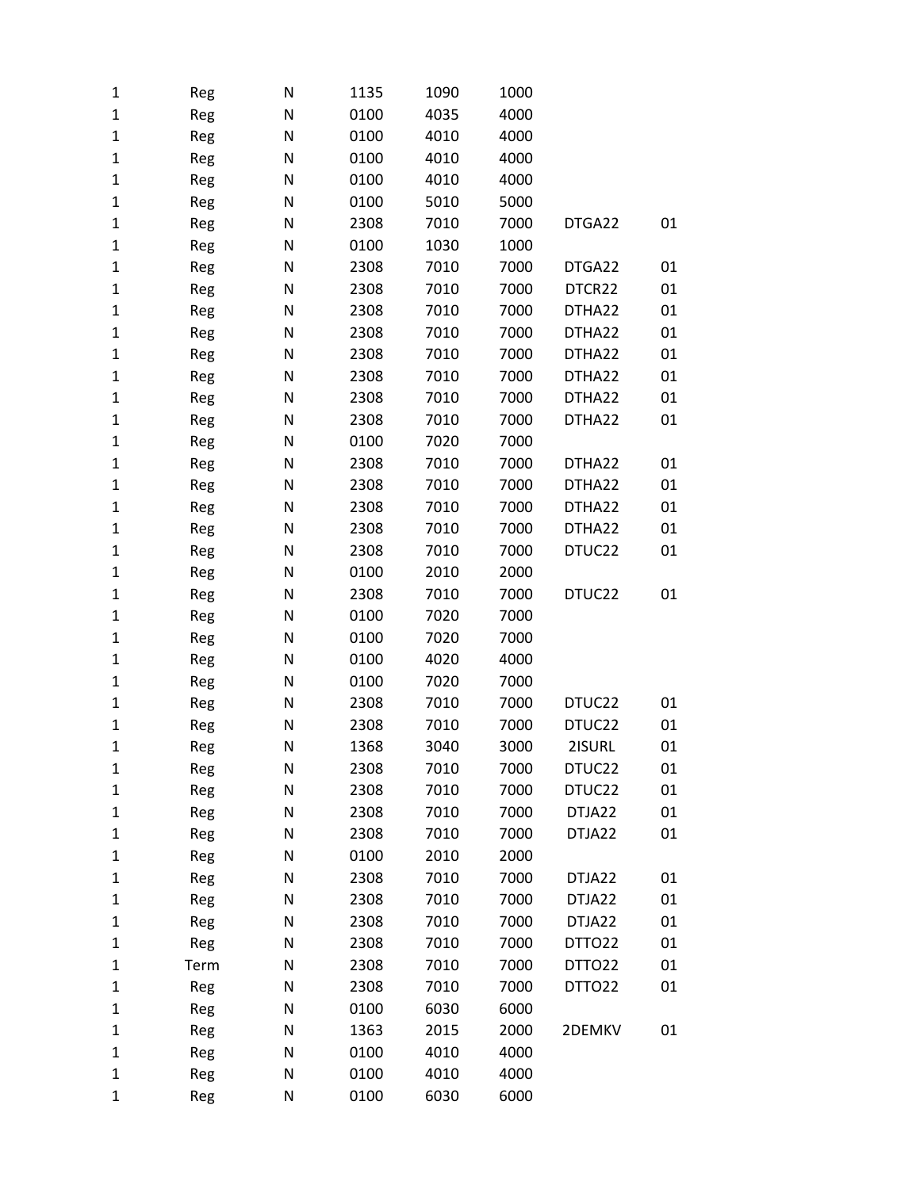| | | | | | | | |
|---|---|---|---|---|---|---|---|
| 1 | Reg | N | 1135 | 1090 | 1000 | | |
| 1 | Reg | N | 0100 | 4035 | 4000 | | |
| 1 | Reg | N | 0100 | 4010 | 4000 | | |
| 1 | Reg | N | 0100 | 4010 | 4000 | | |
| 1 | Reg | N | 0100 | 4010 | 4000 | | |
| 1 | Reg | N | 0100 | 5010 | 5000 | | |
| 1 | Reg | N | 2308 | 7010 | 7000 | DTGA22 | 01 |
| 1 | Reg | N | 0100 | 1030 | 1000 | | |
| 1 | Reg | N | 2308 | 7010 | 7000 | DTGA22 | 01 |
| 1 | Reg | N | 2308 | 7010 | 7000 | DTCR22 | 01 |
| 1 | Reg | N | 2308 | 7010 | 7000 | DTHA22 | 01 |
| 1 | Reg | N | 2308 | 7010 | 7000 | DTHA22 | 01 |
| 1 | Reg | N | 2308 | 7010 | 7000 | DTHA22 | 01 |
| 1 | Reg | N | 2308 | 7010 | 7000 | DTHA22 | 01 |
| 1 | Reg | N | 2308 | 7010 | 7000 | DTHA22 | 01 |
| 1 | Reg | N | 2308 | 7010 | 7000 | DTHA22 | 01 |
| 1 | Reg | N | 0100 | 7020 | 7000 | | |
| 1 | Reg | N | 2308 | 7010 | 7000 | DTHA22 | 01 |
| 1 | Reg | N | 2308 | 7010 | 7000 | DTHA22 | 01 |
| 1 | Reg | N | 2308 | 7010 | 7000 | DTHA22 | 01 |
| 1 | Reg | N | 2308 | 7010 | 7000 | DTHA22 | 01 |
| 1 | Reg | N | 2308 | 7010 | 7000 | DTUC22 | 01 |
| 1 | Reg | N | 0100 | 2010 | 2000 | | |
| 1 | Reg | N | 2308 | 7010 | 7000 | DTUC22 | 01 |
| 1 | Reg | N | 0100 | 7020 | 7000 | | |
| 1 | Reg | N | 0100 | 7020 | 7000 | | |
| 1 | Reg | N | 0100 | 4020 | 4000 | | |
| 1 | Reg | N | 0100 | 7020 | 7000 | | |
| 1 | Reg | N | 2308 | 7010 | 7000 | DTUC22 | 01 |
| 1 | Reg | N | 2308 | 7010 | 7000 | DTUC22 | 01 |
| 1 | Reg | N | 1368 | 3040 | 3000 | 2ISURL | 01 |
| 1 | Reg | N | 2308 | 7010 | 7000 | DTUC22 | 01 |
| 1 | Reg | N | 2308 | 7010 | 7000 | DTUC22 | 01 |
| 1 | Reg | N | 2308 | 7010 | 7000 | DTJA22 | 01 |
| 1 | Reg | N | 2308 | 7010 | 7000 | DTJA22 | 01 |
| 1 | Reg | N | 0100 | 2010 | 2000 | | |
| 1 | Reg | N | 2308 | 7010 | 7000 | DTJA22 | 01 |
| 1 | Reg | N | 2308 | 7010 | 7000 | DTJA22 | 01 |
| 1 | Reg | N | 2308 | 7010 | 7000 | DTJA22 | 01 |
| 1 | Reg | N | 2308 | 7010 | 7000 | DTTO22 | 01 |
| 1 | Term | N | 2308 | 7010 | 7000 | DTTO22 | 01 |
| 1 | Reg | N | 2308 | 7010 | 7000 | DTTO22 | 01 |
| 1 | Reg | N | 0100 | 6030 | 6000 | | |
| 1 | Reg | N | 1363 | 2015 | 2000 | 2DEMKV | 01 |
| 1 | Reg | N | 0100 | 4010 | 4000 | | |
| 1 | Reg | N | 0100 | 4010 | 4000 | | |
| 1 | Reg | N | 0100 | 6030 | 6000 | | |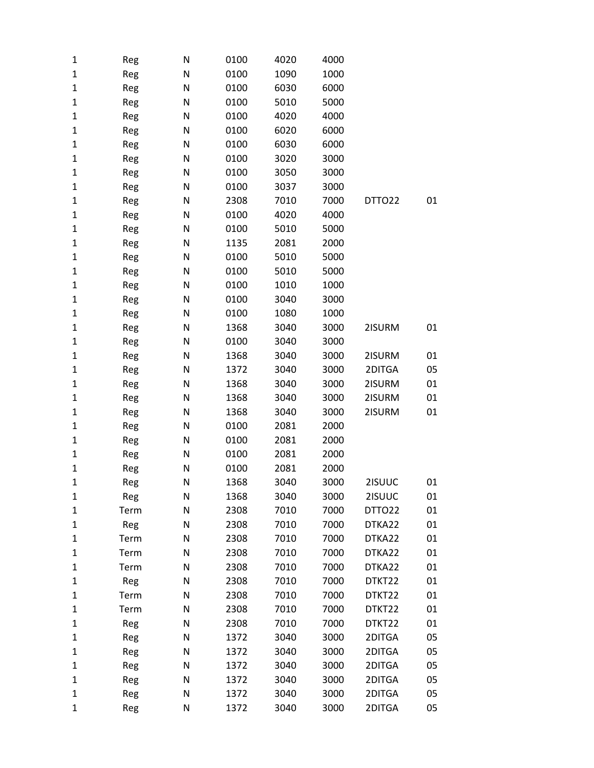| | | | | | | | |
|---|---|---|---|---|---|---|---|
| 1 | Reg | N | 0100 | 4020 | 4000 | | |
| 1 | Reg | N | 0100 | 1090 | 1000 | | |
| 1 | Reg | N | 0100 | 6030 | 6000 | | |
| 1 | Reg | N | 0100 | 5010 | 5000 | | |
| 1 | Reg | N | 0100 | 4020 | 4000 | | |
| 1 | Reg | N | 0100 | 6020 | 6000 | | |
| 1 | Reg | N | 0100 | 6030 | 6000 | | |
| 1 | Reg | N | 0100 | 3020 | 3000 | | |
| 1 | Reg | N | 0100 | 3050 | 3000 | | |
| 1 | Reg | N | 0100 | 3037 | 3000 | | |
| 1 | Reg | N | 2308 | 7010 | 7000 | DTTO22 | 01 |
| 1 | Reg | N | 0100 | 4020 | 4000 | | |
| 1 | Reg | N | 0100 | 5010 | 5000 | | |
| 1 | Reg | N | 1135 | 2081 | 2000 | | |
| 1 | Reg | N | 0100 | 5010 | 5000 | | |
| 1 | Reg | N | 0100 | 5010 | 5000 | | |
| 1 | Reg | N | 0100 | 1010 | 1000 | | |
| 1 | Reg | N | 0100 | 3040 | 3000 | | |
| 1 | Reg | N | 0100 | 1080 | 1000 | | |
| 1 | Reg | N | 1368 | 3040 | 3000 | 2ISURM | 01 |
| 1 | Reg | N | 0100 | 3040 | 3000 | | |
| 1 | Reg | N | 1368 | 3040 | 3000 | 2ISURM | 01 |
| 1 | Reg | N | 1372 | 3040 | 3000 | 2DITGA | 05 |
| 1 | Reg | N | 1368 | 3040 | 3000 | 2ISURM | 01 |
| 1 | Reg | N | 1368 | 3040 | 3000 | 2ISURM | 01 |
| 1 | Reg | N | 1368 | 3040 | 3000 | 2ISURM | 01 |
| 1 | Reg | N | 0100 | 2081 | 2000 | | |
| 1 | Reg | N | 0100 | 2081 | 2000 | | |
| 1 | Reg | N | 0100 | 2081 | 2000 | | |
| 1 | Reg | N | 0100 | 2081 | 2000 | | |
| 1 | Reg | N | 1368 | 3040 | 3000 | 2ISUUC | 01 |
| 1 | Reg | N | 1368 | 3040 | 3000 | 2ISUUC | 01 |
| 1 | Term | N | 2308 | 7010 | 7000 | DTTO22 | 01 |
| 1 | Reg | N | 2308 | 7010 | 7000 | DTKA22 | 01 |
| 1 | Term | N | 2308 | 7010 | 7000 | DTKA22 | 01 |
| 1 | Term | N | 2308 | 7010 | 7000 | DTKA22 | 01 |
| 1 | Term | N | 2308 | 7010 | 7000 | DTKA22 | 01 |
| 1 | Reg | N | 2308 | 7010 | 7000 | DTKT22 | 01 |
| 1 | Term | N | 2308 | 7010 | 7000 | DTKT22 | 01 |
| 1 | Term | N | 2308 | 7010 | 7000 | DTKT22 | 01 |
| 1 | Reg | N | 2308 | 7010 | 7000 | DTKT22 | 01 |
| 1 | Reg | N | 1372 | 3040 | 3000 | 2DITGA | 05 |
| 1 | Reg | N | 1372 | 3040 | 3000 | 2DITGA | 05 |
| 1 | Reg | N | 1372 | 3040 | 3000 | 2DITGA | 05 |
| 1 | Reg | N | 1372 | 3040 | 3000 | 2DITGA | 05 |
| 1 | Reg | N | 1372 | 3040 | 3000 | 2DITGA | 05 |
| 1 | Reg | N | 1372 | 3040 | 3000 | 2DITGA | 05 |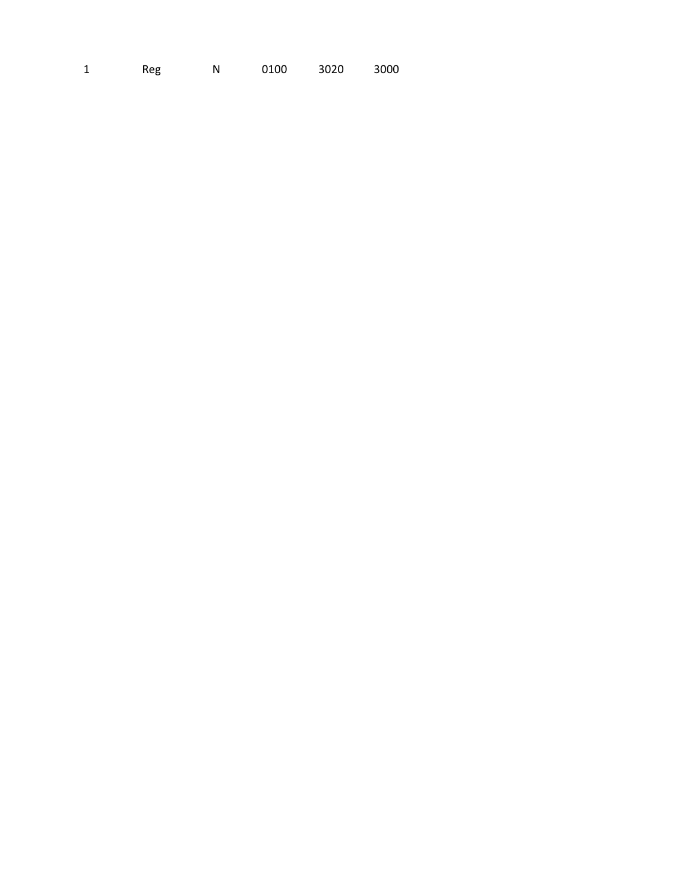| 1 | Reg | N | 0100 | 3020 | 3000 |
|---|---|---|---|---|---|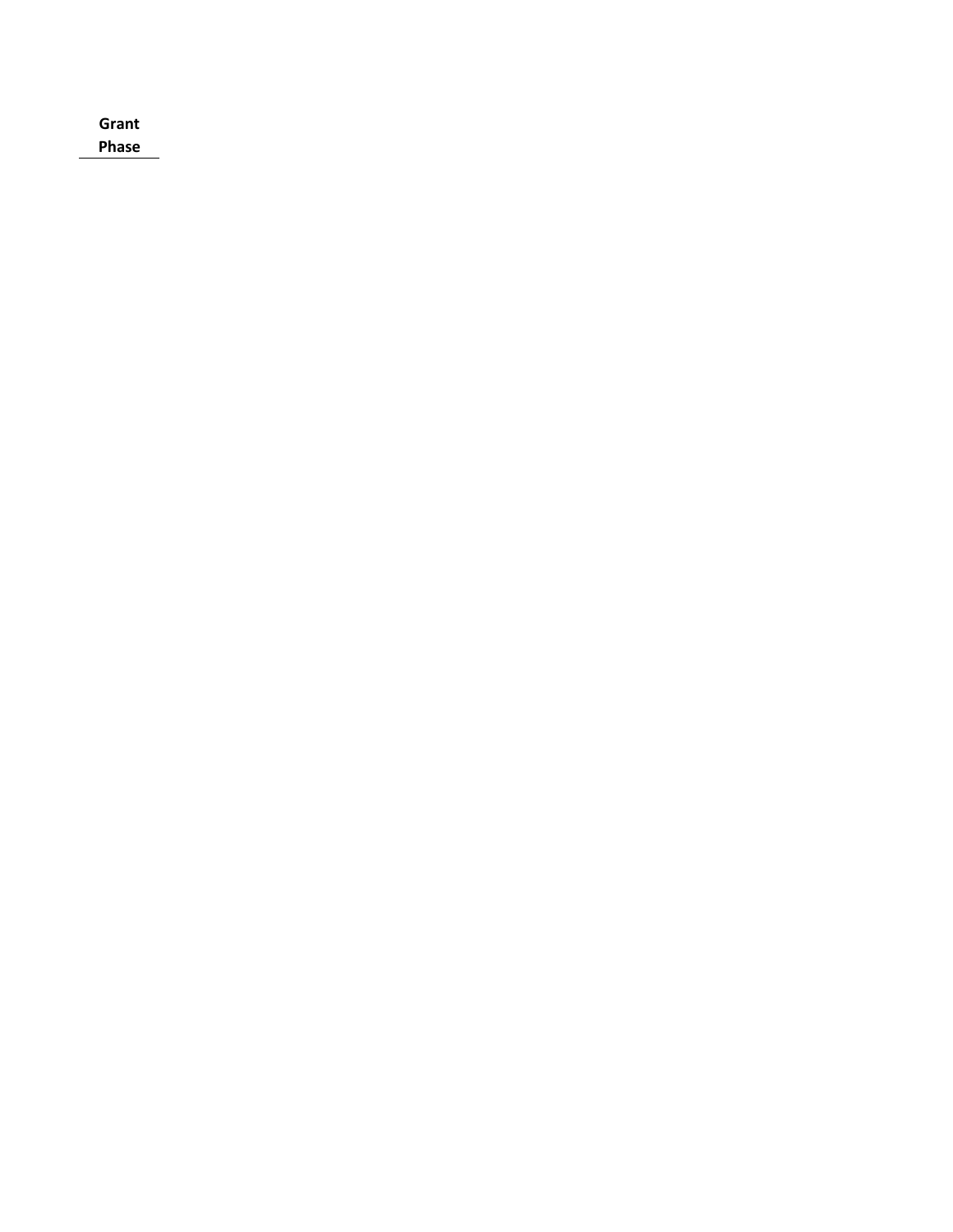**Grant Phase**